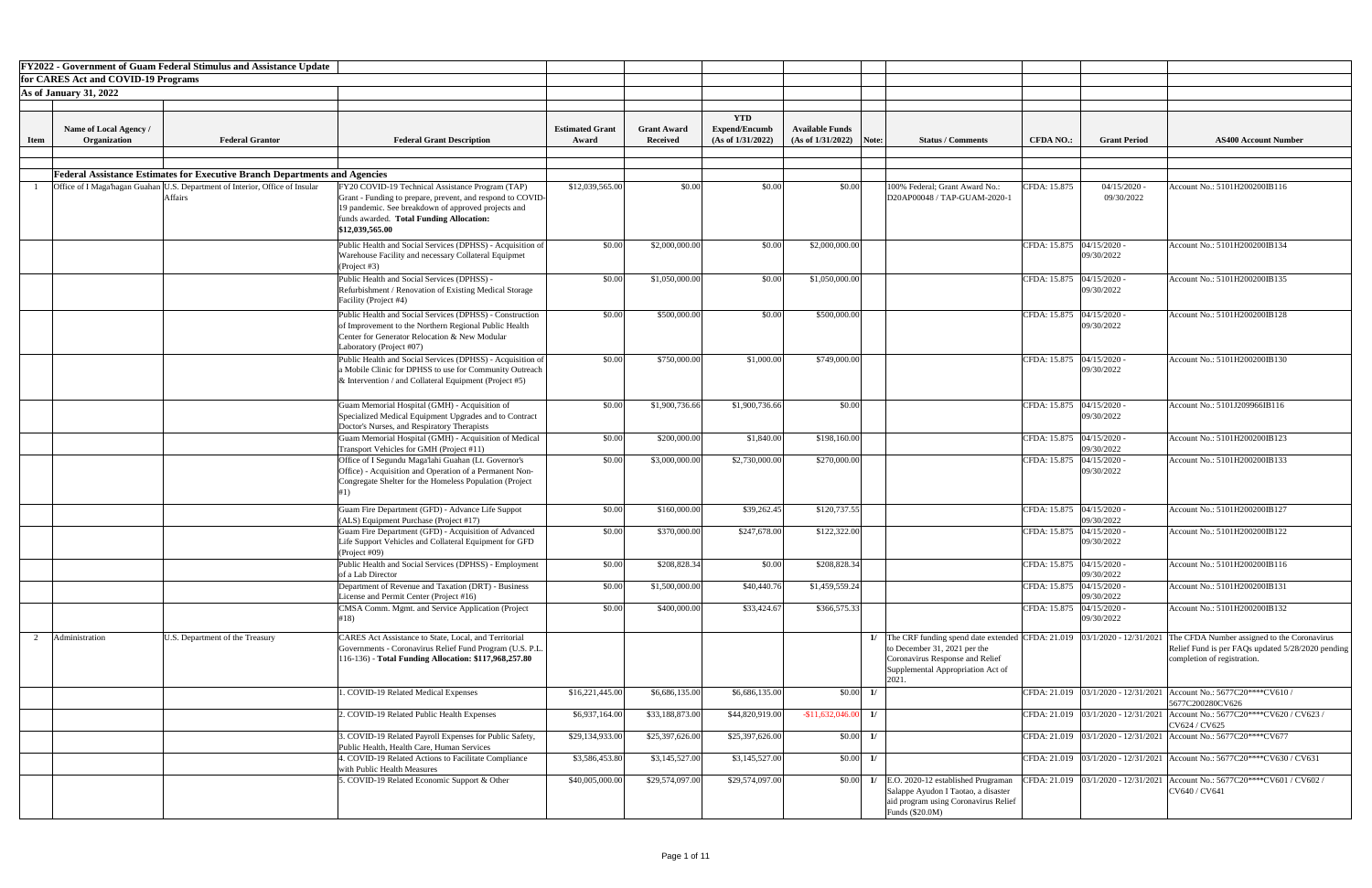**FY2022 - Government of Guam Federal Stimulus and Assistance Update**

**for CARES Act and COVID-19 Programs**

**As of January 31, 2022**

| Item | Name of Local Agency / Organization | Federal Grantor | Federal Grant Description | Estimated Grant Award | Grant Award Received | YTD Expend/Encumb (As of 1/31/2022) | Available Funds (As of 1/31/2022) | Note: | Status / Comments | CFDA NO.: | Grant Period | AS400 Account Number |
|---|---|---|---|---|---|---|---|---|---|---|---|---|
| | **Federal Assistance Estimates for Executive Branch Departments and Agencies** | | | | | | | | | | | |
| 1 | Office of I Maga'hagan Guahan | U.S. Department of Interior, Office of Insular Affairs | FY20 COVID-19 Technical Assistance Program (TAP) Grant - Funding to prepare, prevent, and respond to COVID-19 pandemic. See breakdown of approved projects and funds awarded. **Total Funding Allocation: $12,039,565.00** | $12,039,565.00 | $0.00 | $0.00 | $0.00 | | 100% Federal; Grant Award No.: D20AP00048 / TAP-GUAM-2020-1 | CFDA: 15.875 | 04/15/2020 - 09/30/2022 | Account No.: 5101H200200IB116 |
| | | | Public Health and Social Services (DPHSS) - Acquisition of Warehouse Facility and necessary Collateral Equipmet (Project #3) | $0.00 | $2,000,000.00 | $0.00 | $2,000,000.00 | | | CFDA: 15.875 | 04/15/2020 - 09/30/2022 | Account No.: 5101H200200IB134 |
| | | | Public Health and Social Services (DPHSS) - Refurbishment / Renovation of Existing Medical Storage Facility (Project #4) | $0.00 | $1,050,000.00 | $0.00 | $1,050,000.00 | | | CFDA: 15.875 | 04/15/2020 - 09/30/2022 | Account No.: 5101H200200IB135 |
| | | | Public Health and Social Services (DPHSS) - Construction of Improvement to the Northern Regional Public Health Center for Generator Relocation & New Modular Laboratory (Project #07) | $0.00 | $500,000.00 | $0.00 | $500,000.00 | | | CFDA: 15.875 | 04/15/2020 - 09/30/2022 | Account No.: 5101H200200IB128 |
| | | | Public Health and Social Services (DPHSS) - Acquisition of a Mobile Clinic for DPHSS to use for Community Outreach & Intervention / and Collateral Equipment (Project #5) | $0.00 | $750,000.00 | $1,000.00 | $749,000.00 | | | CFDA: 15.875 | 04/15/2020 - 09/30/2022 | Account No.: 5101H200200IB130 |
| | | | Guam Memorial Hospital (GMH) - Acquisition of Specialized Medical Equipment Upgrades and to Contract Doctor's Nurses, and Respiratory Therapists | $0.00 | $1,900,736.66 | $1,900,736.66 | $0.00 | | | CFDA: 15.875 | 04/15/2020 - 09/30/2022 | Account No.: 5101J209966IB116 |
| | | | Guam Memorial Hospital (GMH) - Acquisition of Medical Transport Vehicles for GMH (Project #11) | $0.00 | $200,000.00 | $1,840.00 | $198,160.00 | | | CFDA: 15.875 | 04/15/2020 - 09/30/2022 | Account No.: 5101H200200IB123 |
| | | | Office of I Segundu Maga'lahi Guahan (Lt. Governor's Office) - Acquisition and Operation of a Permanent Non-Congregate Shelter for the Homeless Population (Project #1) | $0.00 | $3,000,000.00 | $2,730,000.00 | $270,000.00 | | | CFDA: 15.875 | 04/15/2020 - 09/30/2022 | Account No.: 5101H200200IB133 |
| | | | Guam Fire Department (GFD) - Advance Life Suppot (ALS) Equipment Purchase (Project #17) | $0.00 | $160,000.00 | $39,262.45 | $120,737.55 | | | CFDA: 15.875 | 04/15/2020 - 09/30/2022 | Account No.: 5101H200200IB127 |
| | | | Guam Fire Department (GFD) - Acquisition of Advanced Life Support Vehicles and Collateral Equipment for GFD (Project #09) | $0.00 | $370,000.00 | $247,678.00 | $122,322.00 | | | CFDA: 15.875 | 04/15/2020 - 09/30/2022 | Account No.: 5101H200200IB122 |
| | | | Public Health and Social Services (DPHSS) - Employment of a Lab Director | $0.00 | $208,828.34 | $0.00 | $208,828.34 | | | CFDA: 15.875 | 04/15/2020 - 09/30/2022 | Account No.: 5101H200200IB116 |
| | | | Department of Revenue and Taxation (DRT) - Business License and Permit Center (Project #16) | $0.00 | $1,500,000.00 | $40,440.76 | $1,459,559.24 | | | CFDA: 15.875 | 04/15/2020 - 09/30/2022 | Account No.: 5101H200200IB131 |
| | | | CMSA Comm. Mgmt. and Service Application (Project #18) | $0.00 | $400,000.00 | $33,424.67 | $366,575.33 | | | CFDA: 15.875 | 04/15/2020 - 09/30/2022 | Account No.: 5101H200200IB132 |
| 2 | Administration | U.S. Department of the Treasury | CARES Act Assistance to State, Local, and Territorial Governments - Coronavirus Relief Fund Program (U.S. P.L. 116-136) - **Total Funding Allocation: $117,968,257.80** | | | | | 1/ | The CRF funding spend date extended to December 31, 2021 per the Coronavirus Response and Relief Supplemental Appropriation Act of 2021. | CFDA: 21.019 | 03/1/2020 - 12/31/2021 | The CFDA Number assigned to the Coronavirus Relief Fund is per FAQs updated 5/28/2020 pending completion of registration. |
| | | | 1. COVID-19 Related Medical Expenses | $16,221,445.00 | $6,686,135.00 | $6,686,135.00 | $0.00 | 1/ | | CFDA: 21.019 | 03/1/2020 - 12/31/2021 | Account No.: 5677C20****CV610 / 5677C200280CV626 |
| | | | 2. COVID-19 Related Public Health Expenses | $6,937,164.00 | $33,188,873.00 | $44,820,919.00 | -$11,632,046.00 | 1/ | | CFDA: 21.019 | 03/1/2020 - 12/31/2021 | Account No.: 5677C20****CV620 / CV623 / CV624 / CV625 |
| | | | 3. COVID-19 Related Payroll Expenses for Public Safety, Public Health, Health Care, Human Services | $29,134,933.00 | $25,397,626.00 | $25,397,626.00 | $0.00 | 1/ | | CFDA: 21.019 | 03/1/2020 - 12/31/2021 | Account No.: 5677C20****CV677 |
| | | | 4. COVID-19 Related Actions to Facilitate Compliance with Public Health Measures | $3,586,453.80 | $3,145,527.00 | $3,145,527.00 | $0.00 | 1/ | | CFDA: 21.019 | 03/1/2020 - 12/31/2021 | Account No.: 5677C20****CV630 / CV631 |
| | | | 5. COVID-19 Related Economic Support & Other | $40,005,000.00 | $29,574,097.00 | $29,574,097.00 | $0.00 | 1/ | E.O. 2020-12 established Prugraman Salappe Ayudon I Taotao, a disaster aid program using Coronavirus Relief Funds ($20.0M) | CFDA: 21.019 | 03/1/2020 - 12/31/2021 | Account No.: 5677C20****CV601 / CV602 / CV640 / CV641 |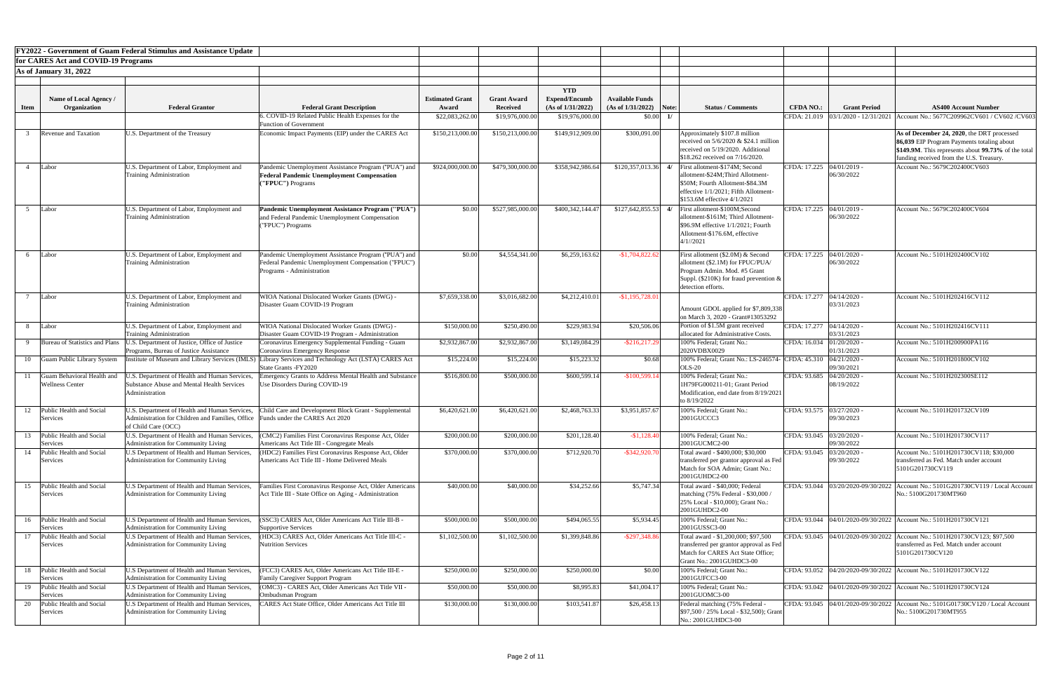**FY2022 - Government of Guam Federal Stimulus and Assistance Update**

**for CARES Act and COVID-19 Programs**

**As of January 31, 2022**

| Item | Name of Local Agency / Organization | Federal Grantor | Federal Grant Description | Estimated Grant Award | Grant Award Received | YTD Expend/Encumb (As of 1/31/2022) | Available Funds (As of 1/31/2022) | Note: | Status / Comments | CFDA NO.: | Grant Period | AS400 Account Number |
|---|---|---|---|---|---|---|---|---|---|---|---|---|
| | | | 6. COVID-19 Related Public Health Expenses for the Function of Government | $22,083,262.00 | $19,976,000.00 | $19,976,000.00 | $0.00 | 1/ | | CFDA: 21.019 | 03/1/2020 - 12/31/2021 | Account No.: 5677C209962CV601 / CV602 /CV603 |
| 3 | Revenue and Taxation | U.S. Department of the Treasury | Economic Impact Payments (EIP) under the CARES Act | $150,213,000.00 | $150,213,000.00 | $149,912,909.00 | $300,091.00 | | Approximately $107.8 million received on 5/6/2020 & $24.1 million received on 5/19/2020. Additional $18.262 received on 7/16/2020. | | | **As of December 24, 2020**, the DRT processed **86,039** EIP Program Payments totaling about **$149.9M**. This represents about **99.73%** of the total funding received from the U.S. Treasury. |
| 4 | Labor | U.S. Department of Labor, Employment and Training Administration | Pandemic Unemployment Assistance Program ("PUA") and **Federal Pandemic Unemployment Compensation ("FPUC") Programs** | $924,000,000.00 | $479,300,000.00 | $358,942,986.64 | $120,357,013.36 | 4/ | First allotment-$174M; Second allotment-$24M;Third Allotment-$50M; Fourth Allotment-$84.3M effective 1/1/2021; Fifth Allotment-$153.6M effective 4/1/2021 | CFDA: 17.225 | 04/01/2019 - 06/30/2022 | Account No.: 5679C202400CV603 |
| 5 | Labor | U.S. Department of Labor, Employment and Training Administration | **Pandemic Unemployment Assistance Program ("PUA")** and Federal Pandemic Unemployment Compensation ("FPUC") Programs | $0.00 | $527,985,000.00 | $400,342,144.47 | $127,642,855.53 | 4/ | First allotment-$100M;Second allotment-$161M; Third Allotment-$96.9M effective 1/1/2021; Fourth Allotment-$176.6M, effective 4/1//2021 | CFDA: 17.225 | 04/01/2019 - 06/30/2022 | Account No.: 5679C202400CV604 |
| 6 | Labor | U.S. Department of Labor, Employment and Training Administration | Pandemic Unemployment Assistance Program ("PUA") and Federal Pandemic Unemployment Compensation ("FPUC") Programs - Administration | $0.00 | $4,554,341.00 | $6,259,163.62 | -$1,704,822.62 | | First allotment ($2.0M) & Second allotment ($2.1M) for FPUC/PUA/ Program Admin. Mod. #5 Grant Suppl. ($210K) for fraud prevention & detection efforts. | CFDA: 17.225 | 04/01/2020 - 06/30/2022 | Account No.: 5101H202400CV102 |
| 7 | Labor | U.S. Department of Labor, Employment and Training Administration | WIOA National Dislocated Worker Grants (DWG) - Disaster Guam COVID-19 Program | $7,659,338.00 | $3,016,682.00 | $4,212,410.01 | -$1,195,728.01 | | Amount GDOL applied for $7,809,338 on March 3, 2020 - Grant#13053292 | CFDA: 17.277 | 04/14/2020 - 03/31/2023 | Account No.: 5101H202416CV112 |
| 8 | Labor | U.S. Department of Labor, Employment and Training Administration | WIOA National Dislocated Worker Grants (DWG) - Disaster Guam COVID-19 Program - Administration | $150,000.00 | $250,490.00 | $229,983.94 | $20,506.06 | | Portion of $1.5M grant received allocated for Administrative Costs. | CFDA: 17.277 | 04/14/2020 - 03/31/2023 | Account No.: 5101H202416CV111 |
| 9 | Bureau of Statistics and Plans | U.S. Department of Justice, Office of Justice Programs, Bureau of Justice Assistance | Coronavirus Emergency Supplemental Funding - Guam Coronavirus Emergency Response | $2,932,867.00 | $2,932,867.00 | $3,149,084.29 | -$216,217.29 | | 100% Federal; Grant No.: 2020VDBX0029 | CFDA: 16.034 | 01/20/2020 - 01/31/2023 | Account No.: 5101H200900PA116 |
| 10 | Guam Public Library System | Institute of Museum and Library Services (IMLS) | Library Services and Technology Act (LSTA) CARES Act State Grants -FY2020 | $15,224.00 | $15,224.00 | $15,223.32 | $0.68 | | 100% Federal; Grant No.: LS-246574-OLS-20 | CFDA: 45.310 | 04/21/2020 - 09/30/2021 | Account No.: 5101H201800CV102 |
| 11 | Guam Behavioral Health and Wellness Center | U.S. Department of Health and Human Services, Substance Abuse and Mental Health Services Administration | Emergency Grants to Address Mental Health and Substance Use Disorders During COVID-19 | $516,800.00 | $500,000.00 | $600,599.14 | -$100,599.14 | | 100% Federal; Grant No.: 1H79FG000211-01; Grant Period Modification, end date from 8/19/2021 to 8/19/2022 | CFDA: 93.685 | 04/20/2020 - 08/19/2022 | Account No.: 5101H202300SE112 |
| 12 | Public Health and Social Services | U.S. Department of Health and Human Services, Administration for Children and Families, Office of Child Care (OCC) | Child Care and Development Block Grant - Supplemental Funds under the CARES Act 2020 | $6,420,621.00 | $6,420,621.00 | $2,468,763.33 | $3,951,857.67 | | 100% Federal; Grant No.: 2001GUCCC3 | CFDA: 93.575 | 03/27/2020 - 09/30/2023 | Account No.: 5101H201732CV109 |
| 13 | Public Health and Social Services | U.S. Department of Health and Human Services, Administration for Community Living | (CMC2) Families First Coronavirus Response Act, Older Americans Act Title III - Congregate Meals | $200,000.00 | $200,000.00 | $201,128.40 | -$1,128.40 | | 100% Federal; Grant No.: 2001GUCMC2-00 | CFDA: 93.045 | 03/20/2020 - 09/30/2022 | Account No.: 5101H201730CV117 |
| 14 | Public Health and Social Services | U.S Department of Health and Human Services, Administration for Community Living | (HDC2) Families First Coronavirus Response Act, Older Americans Act Title III - Home Delivered Meals | $370,000.00 | $370,000.00 | $712,920.70 | -$342,920.70 | | Total award - $400,000; $30,000 transferred per grantor approval as Fed Match for SOA Admin; Grant No.: 2001GUHDC2-00 | CFDA: 93.045 | 03/20/2020 - 09/30/2022 | Account No.: 5101H201730CV118; $30,000 transferred as Fed. Match under account 5101G201730CV119 |
| 15 | Public Health and Social Services | U.S Department of Health and Human Services, Administration for Community Living | Families First Coronavirus Response Act, Older Americans Act Title III - State Office on Aging - Administration | $40,000.00 | $40,000.00 | $34,252.66 | $5,747.34 | | Total award - $40,000; Federal matching (75% Federal - $30,000 / 25% Local - $10,000); Grant No.: 2001GUHDC2-00 | CFDA: 93.044 | 03/20/2020-09/30/2022 | Account No.: 5101G201730CV119 / Local Account No.: 5100G201730MT960 |
| 16 | Public Health and Social Services | U.S Department of Health and Human Services, Administration for Community Living | (SSC3) CARES Act, Older Americans Act Title III-B - Supportive Services | $500,000.00 | $500,000.00 | $494,065.55 | $5,934.45 | | 100% Federal; Grant No.: 2001GUSSC3-00 | CFDA: 93.044 | 04/01/2020-09/30/2022 | Account No.: 5101H201730CV121 |
| 17 | Public Health and Social Services | U.S Department of Health and Human Services, Administration for Community Living | (HDC3) CARES Act, Older Americans Act Title III-C - Nutrition Services | $1,102,500.00 | $1,102,500.00 | $1,399,848.86 | -$297,348.86 | | Total award - $1,200,000; $97,500 transferred per grantor approval as Fed Match for CARES Act State Office; Grant No.: 2001GUHDC3-00 | CFDA: 93.045 | 04/01/2020-09/30/2022 | Account No.: 5101H201730CV123; $97,500 transferred as Fed. Match under account 5101G201730CV120 |
| 18 | Public Health and Social Services | U.S Department of Health and Human Services, Administration for Community Living | (FCC3) CARES Act, Older Americans Act Title III-E - Family Caregiver Support Program | $250,000.00 | $250,000.00 | $250,000.00 | $0.00 | | 100% Federal; Grant No.: 2001GUFCC3-00 | CFDA: 93.052 | 04/20/2020-09/30/2022 | Account No.: 5101H201730CV122 |
| 19 | Public Health and Social Services | U.S Department of Health and Human Services, Administration for Community Living | (OMC3) - CARES Act, Older Americans Act Title VII - Ombudsman Program | $50,000.00 | $50,000.00 | $8,995.83 | $41,004.17 | | 100% Federal; Grant No.: 2001GUOMC3-00 | CFDA: 93.042 | 04/01/2020-09/30/2022 | Account No.: 5101H201730CV124 |
| 20 | Public Health and Social Services | U.S Department of Health and Human Services, Administration for Community Living | CARES Act State Office, Older Americans Act Title III | $130,000.00 | $130,000.00 | $103,541.87 | $26,458.13 | | Federal matching (75% Federal - $97,500 / 25% Local - $32,500); Grant No.: 2001GUHDC3-00 | CFDA: 93.045 | 04/01/2020-09/30/2022 | Account No.: 5101G01730CV120 / Local Account No.: 5100G201730MT955 |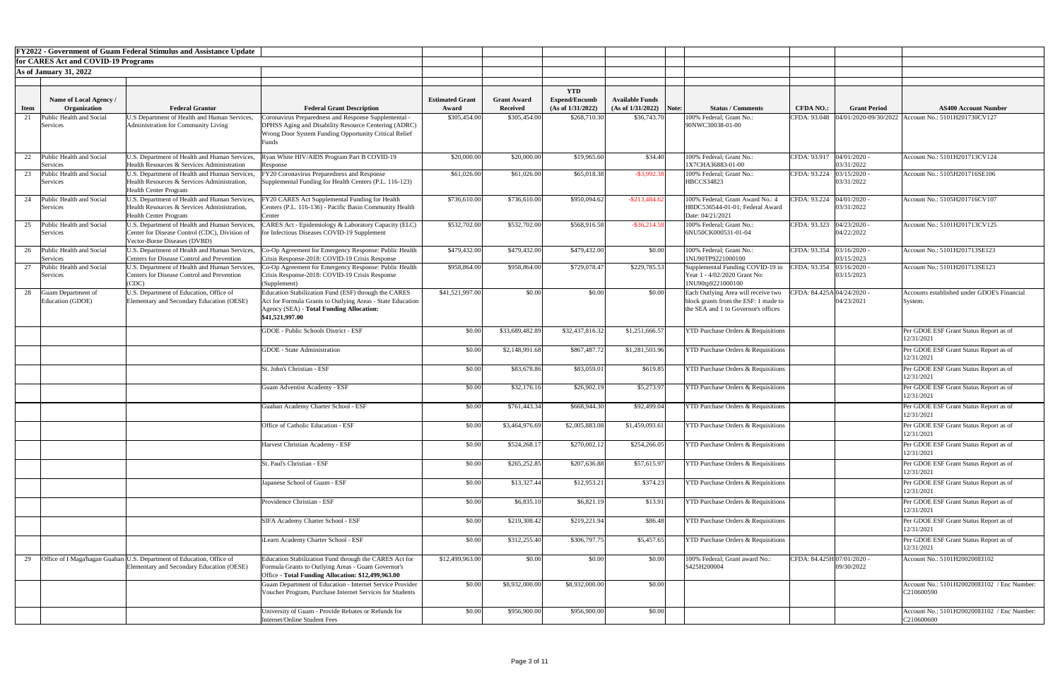**FY2022 - Government of Guam Federal Stimulus and Assistance Update**

**for CARES Act and COVID-19 Programs**

**As of January 31, 2022**

| Item | Name of Local Agency / Organization | Federal Grantor | Federal Grant Description | Estimated Grant Award | Grant Award Received | YTD Expend/Encumb (As of 1/31/2022) | Available Funds (As of 1/31/2022) | Note: | Status / Comments | CFDA NO.: | Grant Period | AS400 Account Number |
|---|---|---|---|---|---|---|---|---|---|---|---|---|
| 21 | Public Health and Social Services | U.S Department of Health and Human Services, Administration for Community Living | Coronavirus Preparedness and Response Supplemental - DPHSS Aging and Disability Resource Centering (ADRC) Wrong Door System Funding Opportunity Critical Relief Funds | $305,454.00 | $305,454.00 | $268,710.30 | $36,743.70 | | 100% Federal; Grant No.: 90NWC30038-01-00 | CFDA: 93.048 | 04/01/2020-09/30/2022 | Account No.: 5101H201730CV127 |
| 22 | Public Health and Social Services | U.S. Department of Health and Human Services, Health Resources & Services Administration | Ryan White HIV/AIDS Program Part B COVID-19 Response | $20,000.00 | $20,000.00 | $19,965.60 | $34.40 | | 100% Federal; Grant No.: 1X7CHA36883-01-00 | CFDA: 93.917 | 04/01/2020 - 03/31/2022 | Account No.: 5101H201713CV124 |
| 23 | Public Health and Social Services | U.S. Department of Health and Human Services, Health Resources & Services Administration, Health Center Program | FY20 Coronavirus Preparedness and Response Supplemental Funding for Health Centers (P.L. 116-123) | $61,026.00 | $61,026.00 | $65,018.38 | -$3,992.38 | | 100% Federal; Grant No.: HBCCS34823 | CFDA: 93.224 | 03/15/2020 - 03/31/2022 | Account No.: 5105H201716SE106 |
| 24 | Public Health and Social Services | U.S. Department of Health and Human Services, Health Resources & Services Administration, Health Center Program | FY20 CARES Act Supplemental Funding for Health Centers (P.L. 116-136) - Pacific Basin Community Health Center | $736,610.00 | $736,610.00 | $950,094.62 | -$213,484.62 | | 100% Federal; Grant Award No.: 4 H8DC536544-01-01; Federal Award Date: 04/21/2021 | CFDA: 93.224 | 04/01/2020 - 03/31/2022 | Account No.: 5105H201716CV107 |
| 25 | Public Health and Social Services | U.S. Department of Health and Human Services, Center for Disease Control (CDC), Division of Vector-Borne Diseases (DVBD) | CARES Act - Epidemiology & Laboratory Capacity (ELC) for Infectious Diseases COVID-19 Supplement | $532,702.00 | $532,702.00 | $568,916.58 | -$36,214.58 | | 100% Federal; Grant No.: 6NU50CK000531-01-04 | CFDA: 93.323 | 04/23/2020 - 04/22/2022 | Account No.: 5101H201713CV125 |
| 26 | Public Health and Social Services | U.S. Department of Health and Human Services, Centers for Disease Control and Prevention | Co-Op Agreement for Emergency Response: Public Health Crisis Response-2018: COVID-19 Crisis Response | $479,432.00 | $479,432.00 | $479,432.00 | $0.00 | | 100% Federal; Grant No.: 1NU90TP9221000100 | CFDA: 93.354 | 03/16/2020 - 03/15/2023 | Account No.: 5101H201713SE123 |
| 27 | Public Health and Social Services | U.S. Department of Health and Human Services, Centers for Disease Control and Prevention (CDC) | Co-Op Agreement for Emergency Response: Public Health Crisis Response-2018: COVID-19 Crisis Response (Supplement) | $958,864.00 | $958,864.00 | $729,078.47 | $229,785.53 | | Supplemental Funding COVID-19 in Year 1 - 4/02/2020 Grant No: 1NU90tp9221000100 | CFDA: 93.354 | 03/16/2020 - 03/15/2023 | Account No.: 5101H201713SE123 |
| 28 | Guam Department of Education (GDOE) | U.S. Department of Education, Office of Elementary and Secondary Education (OESE) | Education Stabilization Fund (ESF) through the CARES Act for Formula Grants to Outlying Areas - State Education Agency (SEA) - **Total Funding Allocation: $41,521,997.00** | $41,521,997.00 | $0.00 | $0.00 | $0.00 | | Each Outlying Area will receive two block grants from the ESF: 1 made to the SEA and 1 to Governor's offices | CFDA: 84.425A | 04/24/2020 - 04/23/2021 | Accounts established under GDOE's Financial System. |
| | | | GDOE - Public Schools District - ESF | $0.00 | $33,689,482.89 | $32,437,816.32 | $1,251,666.57 | | YTD Purchase Orders & Requisitions | | | Per GDOE ESF Grant Status Report as of 12/31/2021 |
| | | | GDOE - State Administration | $0.00 | $2,148,991.68 | $867,487.72 | $1,281,503.96 | | YTD Purchase Orders & Requisitions | | | Per GDOE ESF Grant Status Report as of 12/31/2021 |
| | | | St. John's Christian - ESF | $0.00 | $83,678.86 | $83,059.01 | $619.85 | | YTD Purchase Orders & Requisitions | | | Per GDOE ESF Grant Status Report as of 12/31/2021 |
| | | | Guam Adventist Academy - ESF | $0.00 | $32,176.16 | $26,902.19 | $5,273.97 | | YTD Purchase Orders & Requisitions | | | Per GDOE ESF Grant Status Report as of 12/31/2021 |
| | | | Guahan Academy Charter School - ESF | $0.00 | $761,443.34 | $668,944.30 | $92,499.04 | | YTD Purchase Orders & Requisitions | | | Per GDOE ESF Grant Status Report as of 12/31/2021 |
| | | | Office of Catholic Education - ESF | $0.00 | $3,464,976.69 | $2,005,883.08 | $1,459,093.61 | | YTD Purchase Orders & Requisitions | | | Per GDOE ESF Grant Status Report as of 12/31/2021 |
| | | | Harvest Christian Academy - ESF | $0.00 | $524,268.17 | $270,002.12 | $254,266.05 | | YTD Purchase Orders & Requisitions | | | Per GDOE ESF Grant Status Report as of 12/31/2021 |
| | | | St. Paul's Christian - ESF | $0.00 | $265,252.85 | $207,636.88 | $57,615.97 | | YTD Purchase Orders & Requisitions | | | Per GDOE ESF Grant Status Report as of 12/31/2021 |
| | | | Japanese School of Guam - ESF | $0.00 | $13,327.44 | $12,953.21 | $374.23 | | YTD Purchase Orders & Requisitions | | | Per GDOE ESF Grant Status Report as of 12/31/2021 |
| | | | Providence Christian - ESF | $0.00 | $6,835.10 | $6,821.19 | $13.91 | | YTD Purchase Orders & Requisitions | | | Per GDOE ESF Grant Status Report as of 12/31/2021 |
| | | | SIFA Academy Charter School - ESF | $0.00 | $219,308.42 | $219,221.94 | $86.48 | | YTD Purchase Orders & Requisitions | | | Per GDOE ESF Grant Status Report as of 12/31/2021 |
| | | | iLearn Academy Charter School - ESF | $0.00 | $312,255.40 | $306,797.75 | $5,457.65 | | YTD Purchase Orders & Requisitions | | | Per GDOE ESF Grant Status Report as of 12/31/2021 |
| 29 | Office of I Maga'hagan Guahan | U.S. Department of Education, Office of Elementary and Secondary Education (OESE) | Education Stabilization Fund through the CARES Act for Formula Grants to Outlying Areas - Guam Governor's Office - **Total Funding Allocation: $12,499,963.00** | $12,499,963.00 | $0.00 | $0.00 | $0.00 | | 100% Federal; Grant award No.: S425H200004 | CFDA: 84.425H | 07/01/2020 - 09/30/2022 | Account No.: 5101H200200EI102 |
| | | | Guam Department of Education - Internet Service Provider Voucher Program, Purchase Internet Services for Students | $0.00 | $8,932,000.00 | $8,932,000.00 | $0.00 | | | | | Account No.: 5101H200200EI102 / Enc Number: C210600590 |
| | | | University of Guam - Provide Rebates or Refunds for Internet/Online Student Fees | $0.00 | $956,900.00 | $956,900.00 | $0.00 | | | | | Account No.: 5101H200200EI102 / Enc Number: C210600600 |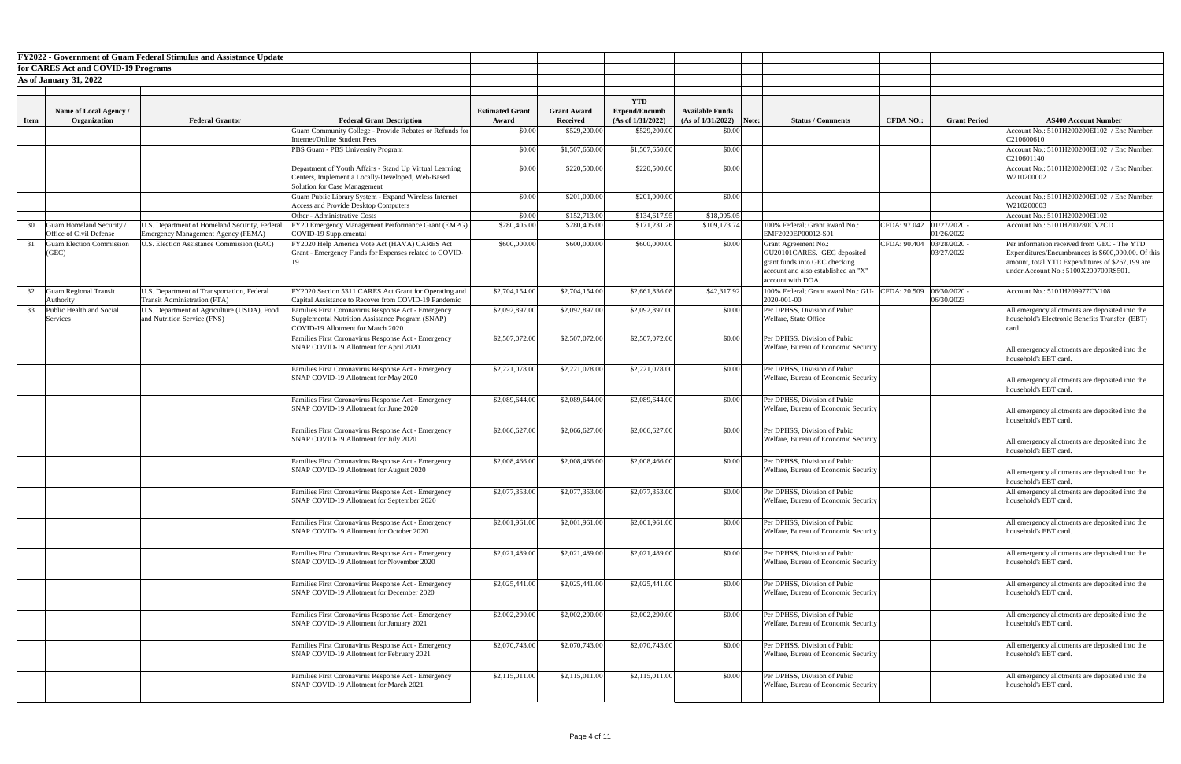**FY2022 - Government of Guam Federal Stimulus and Assistance Update for CARES Act and COVID-19 Programs**

**As of January 31, 2022**

| Item | Name of Local Agency / Organization | Federal Grantor | Federal Grant Description | Estimated Grant Award | Grant Award Received | YTD Expend/Encumb (As of 1/31/2022) | Available Funds (As of 1/31/2022) | Note: | Status / Comments | CFDA NO.: | Grant Period | AS400 Account Number |
|---|---|---|---|---|---|---|---|---|---|---|---|---|
| | | | Guam Community College - Provide Rebates or Refunds for Internet/Online Student Fees | $0.00 | $529,200.00 | $529,200.00 | $0.00 | | | | | Account No.: 5101H200200EI102 / Enc Number: C210600610 |
| | | | PBS Guam - PBS University Program | $0.00 | $1,507,650.00 | $1,507,650.00 | $0.00 | | | | | Account No.: 5101H200200EI102 / Enc Number: C210601140 |
| | | | Department of Youth Affairs - Stand Up Virtual Learning Centers, Implement a Locally-Developed, Web-Based Solution for Case Management | $0.00 | $220,500.00 | $220,500.00 | $0.00 | | | | | Account No.: 5101H200200EI102 / Enc Number: W210200002 |
| | | | Guam Public Library System - Expand Wireless Internet Access and Provide Desktop Computers | $0.00 | $201,000.00 | $201,000.00 | $0.00 | | | | | Account No.: 5101H200200EI102 / Enc Number: W210200003 |
| | | | Other - Administrative Costs | $0.00 | $152,713.00 | $134,617.95 | $18,095.05 | | | | | Account No.: 5101H200200EI102 |
| 30 | Guam Homeland Security / Office of Civil Defense | U.S. Department of Homeland Security, Federal Emergency Management Agency (FEMA) | FY20 Emergency Management Performance Grant (EMPG) COVID-19 Supplemental | $280,405.00 | $280,405.00 | $171,231.26 | $109,173.74 | | 100% Federal; Grant award No.: EMF2020EP00012-S01 | CFDA: 97.042 | 01/27/2020 - 01/26/2022 | Account No.: 5101H200280CV2CD |
| 31 | Guam Election Commission (GEC) | U.S. Election Assistance Commission (EAC) | FY2020 Help America Vote Act (HAVA) CARES Act Grant - Emergency Funds for Expenses related to COVID-19 | $600,000.00 | $600,000.00 | $600,000.00 | $0.00 | | Grant Agreement No.: GU20101CARES. GEC deposited grant funds into GEC checking account and also established an "X" account with DOA. | CFDA: 90.404 | 03/28/2020 - 03/27/2022 | Per information received from GEC - The YTD Expenditures/Encumbrances is $600,000.00. Of this amount, total YTD Expenditures of $267,199 are under Account No.: 5100X200700RS501. |
| 32 | Guam Regional Transit Authority | U.S. Department of Transportation, Federal Transit Administration (FTA) | FY2020 Section 5311 CARES Act Grant for Operating and Capital Assistance to Recover from COVID-19 Pandemic | $2,704,154.00 | $2,704,154.00 | $2,661,836.08 | $42,317.92 | | 100% Federal; Grant award No.: GU-2020-001-00 | CFDA: 20.509 | 06/30/2020 - 06/30/2023 | Account No.: 5101H209977CV108 |
| 33 | Public Health and Social Services | U.S. Department of Agriculture (USDA), Food and Nutrition Service (FNS) | Families First Coronavirus Response Act - Emergency Supplemental Nutrition Assistance Program (SNAP) COVID-19 Allotment for March 2020 | $2,092,897.00 | $2,092,897.00 | $2,092,897.00 | $0.00 | | Per DPHSS, Division of Pubic Welfare, State Office | | | All emergency allotments are deposited into the household's Electronic Benefits Transfer (EBT) card. |
| | | | Families First Coronavirus Response Act - Emergency SNAP COVID-19 Allotment for April 2020 | $2,507,072.00 | $2,507,072.00 | $2,507,072.00 | $0.00 | | Per DPHSS, Division of Pubic Welfare, Bureau of Economic Security | | | All emergency allotments are deposited into the household's EBT card. |
| | | | Families First Coronavirus Response Act - Emergency SNAP COVID-19 Allotment for May 2020 | $2,221,078.00 | $2,221,078.00 | $2,221,078.00 | $0.00 | | Per DPHSS, Division of Pubic Welfare, Bureau of Economic Security | | | All emergency allotments are deposited into the household's EBT card. |
| | | | Families First Coronavirus Response Act - Emergency SNAP COVID-19 Allotment for June 2020 | $2,089,644.00 | $2,089,644.00 | $2,089,644.00 | $0.00 | | Per DPHSS, Division of Pubic Welfare, Bureau of Economic Security | | | All emergency allotments are deposited into the household's EBT card. |
| | | | Families First Coronavirus Response Act - Emergency SNAP COVID-19 Allotment for July 2020 | $2,066,627.00 | $2,066,627.00 | $2,066,627.00 | $0.00 | | Per DPHSS, Division of Pubic Welfare, Bureau of Economic Security | | | All emergency allotments are deposited into the household's EBT card. |
| | | | Families First Coronavirus Response Act - Emergency SNAP COVID-19 Allotment for August 2020 | $2,008,466.00 | $2,008,466.00 | $2,008,466.00 | $0.00 | | Per DPHSS, Division of Pubic Welfare, Bureau of Economic Security | | | All emergency allotments are deposited into the household's EBT card. |
| | | | Families First Coronavirus Response Act - Emergency SNAP COVID-19 Allotment for September 2020 | $2,077,353.00 | $2,077,353.00 | $2,077,353.00 | $0.00 | | Per DPHSS, Division of Pubic Welfare, Bureau of Economic Security | | | All emergency allotments are deposited into the household's EBT card. |
| | | | Families First Coronavirus Response Act - Emergency SNAP COVID-19 Allotment for October 2020 | $2,001,961.00 | $2,001,961.00 | $2,001,961.00 | $0.00 | | Per DPHSS, Division of Pubic Welfare, Bureau of Economic Security | | | All emergency allotments are deposited into the household's EBT card. |
| | | | Families First Coronavirus Response Act - Emergency SNAP COVID-19 Allotment for November 2020 | $2,021,489.00 | $2,021,489.00 | $2,021,489.00 | $0.00 | | Per DPHSS, Division of Pubic Welfare, Bureau of Economic Security | | | All emergency allotments are deposited into the household's EBT card. |
| | | | Families First Coronavirus Response Act - Emergency SNAP COVID-19 Allotment for December 2020 | $2,025,441.00 | $2,025,441.00 | $2,025,441.00 | $0.00 | | Per DPHSS, Division of Pubic Welfare, Bureau of Economic Security | | | All emergency allotments are deposited into the household's EBT card. |
| | | | Families First Coronavirus Response Act - Emergency SNAP COVID-19 Allotment for January 2021 | $2,002,290.00 | $2,002,290.00 | $2,002,290.00 | $0.00 | | Per DPHSS, Division of Pubic Welfare, Bureau of Economic Security | | | All emergency allotments are deposited into the household's EBT card. |
| | | | Families First Coronavirus Response Act - Emergency SNAP COVID-19 Allotment for February 2021 | $2,070,743.00 | $2,070,743.00 | $2,070,743.00 | $0.00 | | Per DPHSS, Division of Pubic Welfare, Bureau of Economic Security | | | All emergency allotments are deposited into the household's EBT card. |
| | | | Families First Coronavirus Response Act - Emergency SNAP COVID-19 Allotment for March 2021 | $2,115,011.00 | $2,115,011.00 | $2,115,011.00 | $0.00 | | Per DPHSS, Division of Pubic Welfare, Bureau of Economic Security | | | All emergency allotments are deposited into the household's EBT card. |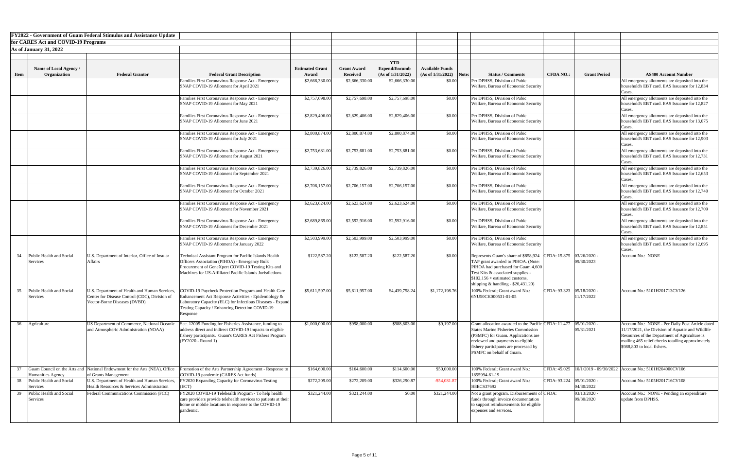**FY2022 - Government of Guam Federal Stimulus and Assistance Update for CARES Act and COVID-19 Programs**

**As of January 31, 2022**

| Item | Name of Local Agency / Organization | Federal Grantor | Federal Grant Description | Estimated Grant Award | Grant Award Received | YTD Expend/Encumb (As of 1/31/2022) | Available Funds (As of 1/31/2022) | Note: | Status / Comments | CFDA NO.: | Grant Period | AS400 Account Number |
|---|---|---|---|---|---|---|---|---|---|---|---|---|
| | | | Families First Coronavirus Response Act - Emergency SNAP COVID-19 Allotment for April 2021 | $2,666,330.00 | $2,666,330.00 | $2,666,330.00 | $0.00 | | Per DPHSS, Division of Pubic Welfare, Bureau of Economic Security | | | All emergency allotments are deposited into the household's EBT card. EAS Issuance for 12,834 Cases. |
| | | | Families First Coronavirus Response Act - Emergency SNAP COVID-19 Allotment for May 2021 | $2,757,698.00 | $2,757,698.00 | $2,757,698.00 | $0.00 | | Per DPHSS, Division of Pubic Welfare, Bureau of Economic Security | | | All emergency allotments are deposited into the household's EBT card. EAS Issuance for 12,827 Cases. |
| | | | Families First Coronavirus Response Act - Emergency SNAP COVID-19 Allotment for June 2021 | $2,829,406.00 | $2,829,406.00 | $2,829,406.00 | $0.00 | | Per DPHSS, Division of Pubic Welfare, Bureau of Economic Security | | | All emergency allotments are deposited into the household's EBT card. EAS Issuance for 13,075 Cases. |
| | | | Families First Coronavirus Response Act - Emergency SNAP COVID-19 Allotment for July 2021 | $2,800,874.00 | $2,800,874.00 | $2,800,874.00 | $0.00 | | Per DPHSS, Division of Pubic Welfare, Bureau of Economic Security | | | All emergency allotments are deposited into the household's EBT card. EAS Issuance for 12,903 Cases. |
| | | | Families First Coronavirus Response Act - Emergency SNAP COVID-19 Allotment for August 2021 | $2,753,681.00 | $2,753,681.00 | $2,753,681.00 | $0.00 | | Per DPHSS, Division of Pubic Welfare, Bureau of Economic Security | | | All emergency allotments are deposited into the household's EBT card. EAS Issuance for 12,731 Cases. |
| | | | Families First Coronavirus Response Act - Emergency SNAP COVID-19 Allotment for September 2021 | $2,739,826.00 | $2,739,826.00 | $2,739,826.00 | $0.00 | | Per DPHSS, Division of Pubic Welfare, Bureau of Economic Security | | | All emergency allotments are deposited into the household's EBT card. EAS Issuance for 12,653 Cases. |
| | | | Families First Coronavirus Response Act - Emergency SNAP COVID-19 Allotment for October 2021 | $2,706,157.00 | $2,706,157.00 | $2,706,157.00 | $0.00 | | Per DPHSS, Division of Pubic Welfare, Bureau of Economic Security | | | All emergency allotments are deposited into the household's EBT card. EAS Issuance for 12,740 Cases. |
| | | | Families First Coronavirus Response Act - Emergency SNAP COVID-19 Allotment for November 2021 | $2,623,624.00 | $2,623,624.00 | $2,623,624.00 | $0.00 | | Per DPHSS, Division of Pubic Welfare, Bureau of Economic Security | | | All emergency allotments are deposited into the household's EBT card. EAS Issuance for 12,709 Cases. |
| | | | Families First Coronavirus Response Act - Emergency SNAP COVID-19 Allotment for December 2021 | $2,689,869.00 | $2,592,916.00 | $2,592,916.00 | $0.00 | | Per DPHSS, Division of Pubic Welfare, Bureau of Economic Security | | | All emergency allotments are deposited into the household's EBT card. EAS Issuance for 12,851 Cases. |
| | | | Families First Coronavirus Response Act - Emergency SNAP COVID-19 Allotment for January 2022 | $2,503,999.00 | $2,503,999.00 | $2,503,999.00 | $0.00 | | Per DPHSS, Division of Pubic Welfare, Bureau of Economic Security | | | All emergency allotments are deposited into the household's EBT card. EAS Issuance for 12,695 Cases. |
| 34 | Public Health and Social Services | U.S. Department of Interior, Office of Insular Affairs | Technical Assistant Program for Pacific Islands Health Officers Association (PIHOA) - Emergency Bulk Procurement of GeneXpert COVID-19 Testing Kits and Machines for US-Affiliated Pacific Islands Jurisdictions | $122,587.20 | $122,587.20 | $122,587.20 | $0.00 | | Represents Guam's share of $858,924 TAP grant awarded to PIHOA. (Note: PIHOA had purchased for Guam 4,600 Test Kits & associated supplies - $102,156 + estimated customs, shipping & handling - $20,431.20) | CFDA: 15.875 | 03/26/2020 - 09/30/2023 | Account No.: NONE |
| 35 | Public Health and Social Services | U.S. Department of Health and Human Services, Center for Disease Control (CDC), Division of Vector-Borne Diseases (DVBD) | COVID-19 Paycheck Protection Program and Health Care Enhancement Act Response Activities - Epidemiology & Laboratory Capacity (ELC) for Infectious Diseases - Expand Testing Capacity / Enhancing Detection COVID-19 Response | $5,611,597.00 | $5,611,957.00 | $4,439,758.24 | $1,172,198.76 | | 100% Federal; Grant award No.: 6NU50CK000531-01-05 | CFDA: 93.323 | 05/18/2020 - 11/17/2022 | Account No.: 5101H201713CV126 |
| 36 | Agriculture | US Department of Commerce, National Oceanic and Atmospheric Administration (NOAA) | Sec. 12005 Funding for Fisheries Assistance, funding to address direct and indirect COVID-19 impacts to eligible fishery participants. Guam's CARES Act Fishers Program (FY2020 - Round 1) | $1,000,000.00 | $998,000.00 | $988,803.00 | $9,197.00 | | Grant allocation awarded to the Pacific States Marine Fisheries Commission (PSMFC) for Guam. Applications are reviewed and payments to eligible fishery participants are processed by PSMFC on behalf of Guam. | CFDA: 11.477 | 05/01/2020 - 05/31/2021 | Account No.: NONE - Per Daily Post Article dated 11/17/2021, the Division of Aquatic and Wildlife Resources of the Department of Agriculture is mailing 465 relief checks totalling approximately $988,803 to local fishers. |
| 37 | Guam Council on the Arts and Humanities Agency | National Endowment for the Arts (NEA), Office of Grants Management | Promotion of the Arts Partnership Agreement - Response to COVID-19 pandemic (CARES Act funds) | $164,600.00 | $164,600.00 | $114,600.00 | $50,000.00 | | 100% Federal; Grant award No.: 1855994-61-19 | CFDA: 45.025 | 10/1/2019 - 09/30/2022 | Account No.: 5101H204000CV106 |
| 38 | Public Health and Social Services | U.S. Department of Health and Human Services, Health Resources & Services Administration | FY2020 Expanding Capacity for Coronavirus Testing (ECT) | $272,209.00 | $272,209.00 | $326,290.87 | -$54,081.87 | | 100% Federal; Grant award No.: H8ECS37692 | CFDA: 93.224 | 05/01/2020 - 04/30/2022 | Account No.: 5105H201716CV108 |
| 39 | Public Health and Social Services | Federal Communications Commission (FCC) | FY2020 COVID-19 Telehealth Program - To help health care providers provide telehealth services to patients at their home or mobile locations in response to the COVID-19 pandemic. | $321,244.00 | $321,244.00 | $0.00 | $321,244.00 | | Not a grant program. Disbursements of funds through invoice documentation to support reimbursements for eligible expenses and services. | CFDA: | 03/13/2020 - 09/30/2020 | Account No.: NONE - Pending an expenditure update from DPHSS. |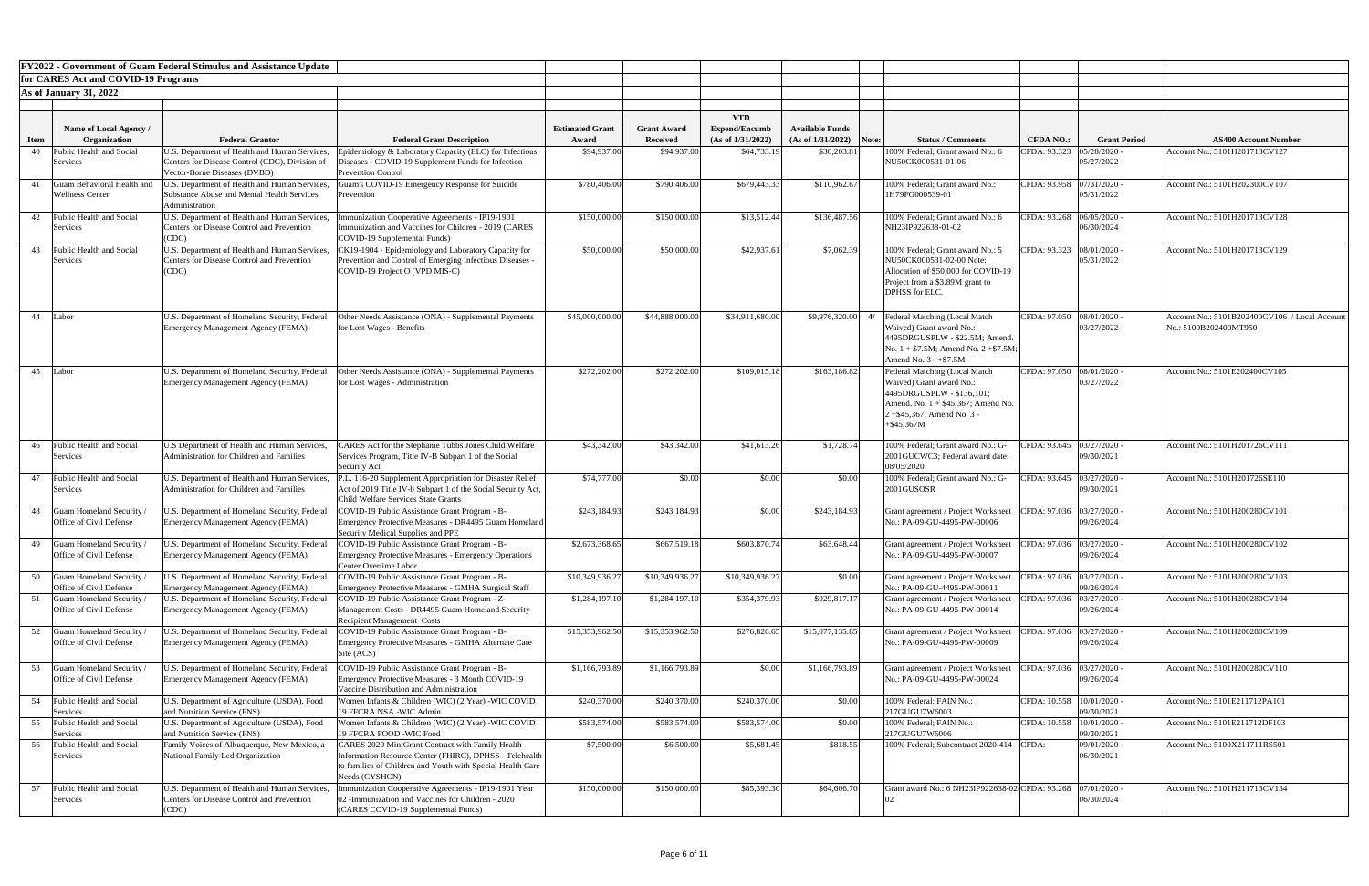**FY2022 - Government of Guam Federal Stimulus and Assistance Update**

**for CARES Act and COVID-19 Programs**

**As of January 31, 2022**

| Item | Name of Local Agency / Organization | Federal Grantor | Federal Grant Description | Estimated Grant Award | Grant Award Received | YTD Expend/Encumb (As of 1/31/2022) | Available Funds (As of 1/31/2022) | Note: | Status / Comments | CFDA NO.: | Grant Period | AS400 Account Number |
|---|---|---|---|---|---|---|---|---|---|---|---|---|
| 40 | Public Health and Social Services | U.S. Department of Health and Human Services, Centers for Disease Control (CDC), Division of Vector-Borne Diseases (DVBD) | Epidemiology & Laboratory Capacity (ELC) for Infectious Diseases - COVID-19 Supplement Funds for Infection Prevention Control | $94,937.00 | $94,937.00 | $64,733.19 | $30,203.81 | | 100% Federal; Grant award No.: 6 NU50CK000531-01-06 | CFDA: 93.323 | 05/28/2020 - 05/27/2022 | Account No.: 5101H201713CV127 |
| 41 | Guam Behavioral Health and Wellness Center | U.S. Department of Health and Human Services, Substance Abuse and Mental Health Services Administration | Guam's COVID-19 Emergency Response for Suicide Prevention | $780,406.00 | $790,406.00 | $679,443.33 | $110,962.67 | | 100% Federal; Grant award No.: 1H79FG000539-01 | CFDA: 93.958 | 07/31/2020 - 05/31/2022 | Account No.: 5101H202300CV107 |
| 42 | Public Health and Social Services | U.S. Department of Health and Human Services, Centers for Disease Control and Prevention (CDC) | Immunization Cooperative Agreements - IP19-1901 Immunization and Vaccines for Children - 2019 (CARES COVID-19 Supplemental Funds) | $150,000.00 | $150,000.00 | $13,512.44 | $136,487.56 | | 100% Federal; Grant award No.: 6 NH23IP922638-01-02 | CFDA: 93.268 | 06/05/2020 - 06/30/2024 | Account No.: 5101H201713CV128 |
| 43 | Public Health and Social Services | U.S. Department of Health and Human Services, Centers for Disease Control and Prevention (CDC) | CK19-1904 - Epidemiology and Laboratory Capacity for Prevention and Control of Emerging Infectious Diseases - COVID-19 Project O (VPD MIS-C) | $50,000.00 | $50,000.00 | $42,937.61 | $7,062.39 | | 100% Federal; Grant award No.: 5 NU50CK000531-02-00 Note: Allocation of $50,000 for COVID-19 Project from a $3.89M grant to DPHSS for ELC. | CFDA: 93.323 | 08/01/2020 - 05/31/2022 | Account No.: 5101H201713CV129 |
| 44 | Labor | U.S. Department of Homeland Security, Federal Emergency Management Agency (FEMA) | Other Needs Assistance (ONA) - Supplemental Payments for Lost Wages - Benefits | $45,000,000.00 | $44,888,000.00 | $34,911,680.00 | $9,976,320.00 | 4/ | Federal Matching (Local Match Waived) Grant award No.: 4495DRGUSPLW - $22.5M; Amend. No. 1 + $7.5M; Amend No. 2 +$7.5M; Amend No. 3 - +$7.5M | CFDA: 97.050 | 08/01/2020 - 03/27/2022 | Account No.: 5101B202400CV106 / Local Account No.: 5100B202400MT950 |
| 45 | Labor | U.S. Department of Homeland Security, Federal Emergency Management Agency (FEMA) | Other Needs Assistance (ONA) - Supplemental Payments for Lost Wages - Administration | $272,202.00 | $272,202.00 | $109,015.18 | $163,186.82 | | Federal Matching (Local Match Waived) Grant award No.: 4495DRGUSPLW - $136,101; Amend. No. 1 + $45,367; Amend No. 2 +$45,367; Amend No. 3 - +$45,367M | CFDA: 97.050 | 08/01/2020 - 03/27/2022 | Account No.: 5101E202400CV105 |
| 46 | Public Health and Social Services | U.S Department of Health and Human Services, Administration for Children and Families | CARES Act for the Stephanie Tubbs Jones Child Welfare Services Program, Title IV-B Subpart 1 of the Social Security Act | $43,342.00 | $43,342.00 | $41,613.26 | $1,728.74 | | 100% Federal; Grant award No.: G-2001GUCWC3; Federal award date: 08/05/2020 | CFDA: 93.645 | 03/27/2020 - 09/30/2021 | Account No.: 5101H201726CV111 |
| 47 | Public Health and Social Services | U.S. Department of Health and Human Services, Administration for Children and Families | P.L. 116-20 Supplement Appropriation for Disaster Relief Act of 2019 Title IV-b subpart 1 of the Social Security Act, Child Welfare Services State Grants | $74,777.00 | $0.00 | $0.00 | $0.00 | | 100% Federal; Grant award No.: G-2001GUSOSR | CFDA: 93.645 | 03/27/2020 - 09/30/2021 | Account No.: 5101H201726SE110 |
| 48 | Guam Homeland Security / Office of Civil Defense | U.S. Department of Homeland Security, Federal Emergency Management Agency (FEMA) | COVID-19 Public Assistance Grant Program - B-Emergency Protective Measures - DR4495 Guam Homeland Security Medical Supplies and PPE | $243,184.93 | $243,184.93 | $0.00 | $243,184.93 | | Grant agreement / Project Worksheet No.: PA-09-GU-4495-PW-00006 | CFDA: 97.036 | 03/27/2020 - 09/26/2024 | Account No.: 5101H200280CV101 |
| 49 | Guam Homeland Security / Office of Civil Defense | U.S. Department of Homeland Security, Federal Emergency Management Agency (FEMA) | COVID-19 Public Assistance Grant Program - B-Emergency Protective Measures - Emergency Operations Center Overtime Labor | $2,673,368.65 | $667,519.18 | $603,870.74 | $63,648.44 | | Grant agreement / Project Worksheet No.: PA-09-GU-4495-PW-00007 | CFDA: 97.036 | 03/27/2020 - 09/26/2024 | Account No.: 5101H200280CV102 |
| 50 | Guam Homeland Security / Office of Civil Defense | U.S. Department of Homeland Security, Federal Emergency Management Agency (FEMA) | COVID-19 Public Assistance Grant Program - B-Emergency Protective Measures - GMHA Surgical Staff | $10,349,936.27 | $10,349,936.27 | $10,349,936.27 | $0.00 | | Grant agreement / Project Worksheet No.: PA-09-GU-4495-PW-00011 | CFDA: 97.036 | 03/27/2020 - 09/26/2024 | Account No.: 5101H200280CV103 |
| 51 | Guam Homeland Security / Office of Civil Defense | U.S. Department of Homeland Security, Federal Emergency Management Agency (FEMA) | COVID-19 Public Assistance Grant Program - Z-Management Costs - DR4495 Guam Homeland Security Recipient Management Costs | $1,284,197.10 | $1,284,197.10 | $354,379.93 | $929,817.17 | | Grant agreement / Project Worksheet No.: PA-09-GU-4495-PW-00014 | CFDA: 97.036 | 03/27/2020 - 09/26/2024 | Account No.: 5101H200280CV104 |
| 52 | Guam Homeland Security / Office of Civil Defense | U.S. Department of Homeland Security, Federal Emergency Management Agency (FEMA) | COVID-19 Public Assistance Grant Program - B-Emergency Protective Measures - GMHA Alternate Care Site (ACS) | $15,353,962.50 | $15,353,962.50 | $276,826.65 | $15,077,135.85 | | Grant agreement / Project Worksheet No.: PA-09-GU-4495-PW-00009 | CFDA: 97.036 | 03/27/2020 - 09/26/2024 | Account No.: 5101H200280CV109 |
| 53 | Guam Homeland Security / Office of Civil Defense | U.S. Department of Homeland Security, Federal Emergency Management Agency (FEMA) | COVID-19 Public Assistance Grant Program - B-Emergency Protective Measures - 3 Month COVID-19 Vaccine Distribution and Administration | $1,166,793.89 | $1,166,793.89 | $0.00 | $1,166,793.89 | | Grant agreement / Project Worksheet No.: PA-09-GU-4495-PW-00024 | CFDA: 97.036 | 03/27/2020 - 09/26/2024 | Account No.: 5101H200280CV110 |
| 54 | Public Health and Social Services | U.S. Department of Agriculture (USDA), Food and Nutrition Service (FNS) | Women Infants & Children (WIC) (2 Year) -WIC COVID 19 FFCRA NSA -WIC Admin | $240,370.00 | $240,370.00 | $240,370.00 | $0.00 | | 100% Federal; FAIN No.: 217GUGU7W6003 | CFDA: 10.558 | 10/01/2020 - 09/30/2021 | Account No.: 5101E211712PA101 |
| 55 | Public Health and Social Services | U.S. Department of Agriculture (USDA), Food and Nutrition Service (FNS) | Women Infants & Children (WIC) (2 Year) -WIC COVID 19 FFCRA FOOD -WIC Food | $583,574.00 | $583,574.00 | $583,574.00 | $0.00 | | 100% Federal; FAIN No.: 217GUGU7W6006 | CFDA: 10.558 | 10/01/2020 - 09/30/2021 | Account No.: 5101E211712DF103 |
| 56 | Public Health and Social Services | Family Voices of Albuquerque, New Mexico, a National Family-Led Organization | CARES 2020 MiniGrant Contract with Family Health Information Resource Center (FHIRC), DPHSS - Telehealth to families of Children and Youth with Special Health Care Needs (CYSHCN) | $7,500.00 | $6,500.00 | $5,681.45 | $818.55 | | 100% Federal; Subcontract 2020-414 | CFDA: | 09/01/2020 - 06/30/2021 | Account No.: 5100X211711RS501 |
| 57 | Public Health and Social Services | U.S. Department of Health and Human Services, Centers for Disease Control and Prevention (CDC) | Immunization Cooperative Agreements - IP19-1901 Year 02 -Immunization and Vaccines for Children - 2020 (CARES COVID-19 Supplemental Funds) | $150,000.00 | $150,000.00 | $85,393.30 | $64,606.70 | | Grant award No.: 6 NH23IP922638-02-02 | CFDA: 93.268 | 07/01/2020 - 06/30/2024 | Account No.: 5101H211713CV134 |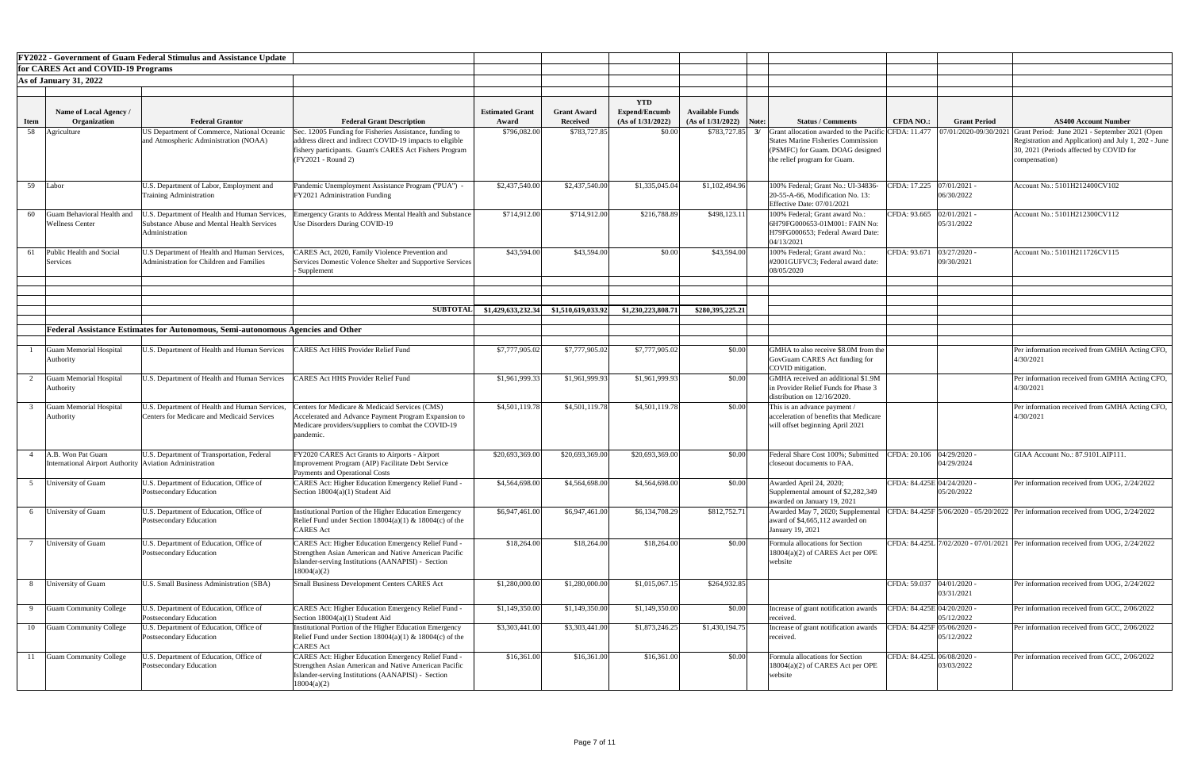**FY2022 - Government of Guam Federal Stimulus and Assistance Update**

**for CARES Act and COVID-19 Programs**

**As of January 31, 2022**

| Item | Name of Local Agency / Organization | Federal Grantor | Federal Grant Description | Estimated Grant Award | Grant Award Received | YTD Expend/Encumb (As of 1/31/2022) | Available Funds (As of 1/31/2022) | Note: | Status / Comments | CFDA NO.: | Grant Period | AS400 Account Number |
|---|---|---|---|---|---|---|---|---|---|---|---|---|
| 58 | Agriculture | US Department of Commerce, National Oceanic and Atmospheric Administration (NOAA) | Sec. 12005 Funding for Fisheries Assistance, funding to address direct and indirect COVID-19 impacts to eligible fishery participants. Guam's CARES Act Fishers Program (FY2021 - Round 2) | $796,082.00 | $783,727.85 | $0.00 | $783,727.85 | 3/ | Grant allocation awarded to the Pacific States Marine Fisheries Commission (PSMFC) for Guam. DOAG designed the relief program for Guam. | CFDA: 11.477 | 07/01/2020-09/30/2021 | Grant Period: June 2021 - September 2021 (Open Registration and Application) and July 1, 202 - June 30, 2021 (Periods affected by COVID for compensation) |
| 59 | Labor | U.S. Department of Labor, Employment and Training Administration | Pandemic Unemployment Assistance Program ("PUA") - FY2021 Administration Funding | $2,437,540.00 | $2,437,540.00 | $1,335,045.04 | $1,102,494.96 | | 100% Federal; Grant No.: UI-34836-20-55-A-66, Modification No. 13: Effective Date: 07/01/2021 | CFDA: 17.225 | 07/01/2021 - 06/30/2022 | Account No.: 5101H212400CV102 |
| 60 | Guam Behavioral Health and Wellness Center | U.S. Department of Health and Human Services, Substance Abuse and Mental Health Services Administration | Emergency Grants to Address Mental Health and Substance Use Disorders During COVID-19 | $714,912.00 | $714,912.00 | $216,788.89 | $498,123.11 | | 100% Federal; Grant award No.: 6H79FG000653-01M001: FAIN No: H79FG000653; Federal Award Date: 04/13/2021 | CFDA: 93.665 | 02/01/2021 - 05/31/2022 | Account No.: 5101H212300CV112 |
| 61 | Public Health and Social Services | U.S Department of Health and Human Services, Administration for Children and Families | CARES Act, 2020, Family Violence Prevention and Services Domestic Volence Shelter and Supportive Services - Supplement | $43,594.00 | $43,594.00 | $0.00 | $43,594.00 | | 100% Federal; Grant award No.: #2001GUFVC3; Federal award date: 08/05/2020 | CFDA: 93.671 | 03/27/2020 - 09/30/2021 | Account No.: 5101H211726CV115 |
| | | | **SUBTOTAL** | **$1,429,633,232.34** | **$1,510,619,033.92** | **$1,230,223,808.71** | **$280,395,225.21** | | | | | |
| | **Federal Assistance Estimates for Autonomous, Semi-autonomous Agencies and Other** | | | | | | | | | | | |
| 1 | Guam Memorial Hospital Authority | U.S. Department of Health and Human Services | CARES Act HHS Provider Relief Fund | $7,777,905.02 | $7,777,905.02 | $7,777,905.02 | $0.00 | | GMHA to also receive $8.0M from the GovGuam CARES Act funding for COVID mitigation. | | | Per information received from GMHA Acting CFO, 4/30/2021 |
| 2 | Guam Memorial Hospital Authority | U.S. Department of Health and Human Services | CARES Act HHS Provider Relief Fund | $1,961,999.33 | $1,961,999.93 | $1,961,999.93 | $0.00 | | GMHA received an additional $1.9M in Provider Relief Funds for Phase 3 distribution on 12/16/2020. | | | Per information received from GMHA Acting CFO, 4/30/2021 |
| 3 | Guam Memorial Hospital Authority | U.S. Department of Health and Human Services, Centers for Medicare and Medicaid Services | Centers for Medicare & Medicaid Services (CMS) Accelerated and Advance Payment Program Expansion to Medicare providers/suppliers to combat the COVID-19 pandemic. | $4,501,119.78 | $4,501,119.78 | $4,501,119.78 | $0.00 | | This is an advance payment / acceleration of benefits that Medicare will offset beginning April 2021 | | | Per information received from GMHA Acting CFO, 4/30/2021 |
| 4 | A.B. Won Pat Guam International Airport Authority | U.S. Department of Transportation, Federal Aviation Administration | FY2020 CARES Act Grants to Airports - Airport Improvement Program (AIP) Facilitate Debt Service Payments and Operational Costs | $20,693,369.00 | $20,693,369.00 | $20,693,369.00 | $0.00 | | Federal Share Cost 100%; Submitted closeout documents to FAA. | CFDA: 20.106 | 04/29/2020 - 04/29/2024 | GIAA Account No.: 87.9101.AIP111. |
| 5 | University of Guam | U.S. Department of Education, Office of Postsecondary Education | CARES Act: Higher Education Emergency Relief Fund - Section 18004(a)(1) Student Aid | $4,564,698.00 | $4,564,698.00 | $4,564,698.00 | $0.00 | | Awarded April 24, 2020; Supplemental amount of $2,282,349 awarded on January 19, 2021 | CFDA: 84.425E | 04/24/2020 - 05/20/2022 | Per information received from UOG, 2/24/2022 |
| 6 | University of Guam | U.S. Department of Education, Office of Postsecondary Education | Institutional Portion of the Higher Education Emergency Relief Fund under Section 18004(a)(1) & 18004(c) of the CARES Act | $6,947,461.00 | $6,947,461.00 | $6,134,708.29 | $812,752.71 | | Awarded May 7, 2020; Supplemental award of $4,665,112 awarded on January 19, 2021 | CFDA: 84.425F | 5/06/2020 - 05/20/2022 | Per information received from UOG, 2/24/2022 |
| 7 | University of Guam | U.S. Department of Education, Office of Postsecondary Education | CARES Act: Higher Education Emergency Relief Fund - Strengthen Asian American and Native American Pacific Islander-serving Institutions (AANAPISI) - Section 18004(a)(2) | $18,264.00 | $18,264.00 | $18,264.00 | $0.00 | | Formula allocations for Section 18004(a)(2) of CARES Act per OPE website | CFDA: 84.425L | 7/02/2020 - 07/01/2021 | Per information received from UOG, 2/24/2022 |
| 8 | University of Guam | U.S. Small Business Administration (SBA) | Small Business Development Centers CARES Act | $1,280,000.00 | $1,280,000.00 | $1,015,067.15 | $264,932.85 | | | CFDA: 59.037 | 04/01/2020 - 03/31/2021 | Per information received from UOG, 2/24/2022 |
| 9 | Guam Community College | U.S. Department of Education, Office of Postsecondary Education | CARES Act: Higher Education Emergency Relief Fund - Section 18004(a)(1) Student Aid | $1,149,350.00 | $1,149,350.00 | $1,149,350.00 | $0.00 | | Increase of grant notification awards received. | CFDA: 84.425E | 04/20/2020 - 05/12/2022 | Per information received from GCC, 2/06/2022 |
| 10 | Guam Community College | U.S. Department of Education, Office of Postsecondary Education | Institutional Portion of the Higher Education Emergency Relief Fund under Section 18004(a)(1) & 18004(c) of the CARES Act | $3,303,441.00 | $3,303,441.00 | $1,873,246.25 | $1,430,194.75 | | Increase of grant notification awards received. | CFDA: 84.425F | 05/06/2020 - 05/12/2022 | Per information received from GCC, 2/06/2022 |
| 11 | Guam Community College | U.S. Department of Education, Office of Postsecondary Education | CARES Act: Higher Education Emergency Relief Fund - Strengthen Asian American and Native American Pacific Islander-serving Institutions (AANAPISI) - Section 18004(a)(2) | $16,361.00 | $16,361.00 | $16,361.00 | $0.00 | | Formula allocations for Section 18004(a)(2) of CARES Act per OPE website | CFDA: 84.425L | 06/08/2020 - 03/03/2022 | Per information received from GCC, 2/06/2022 |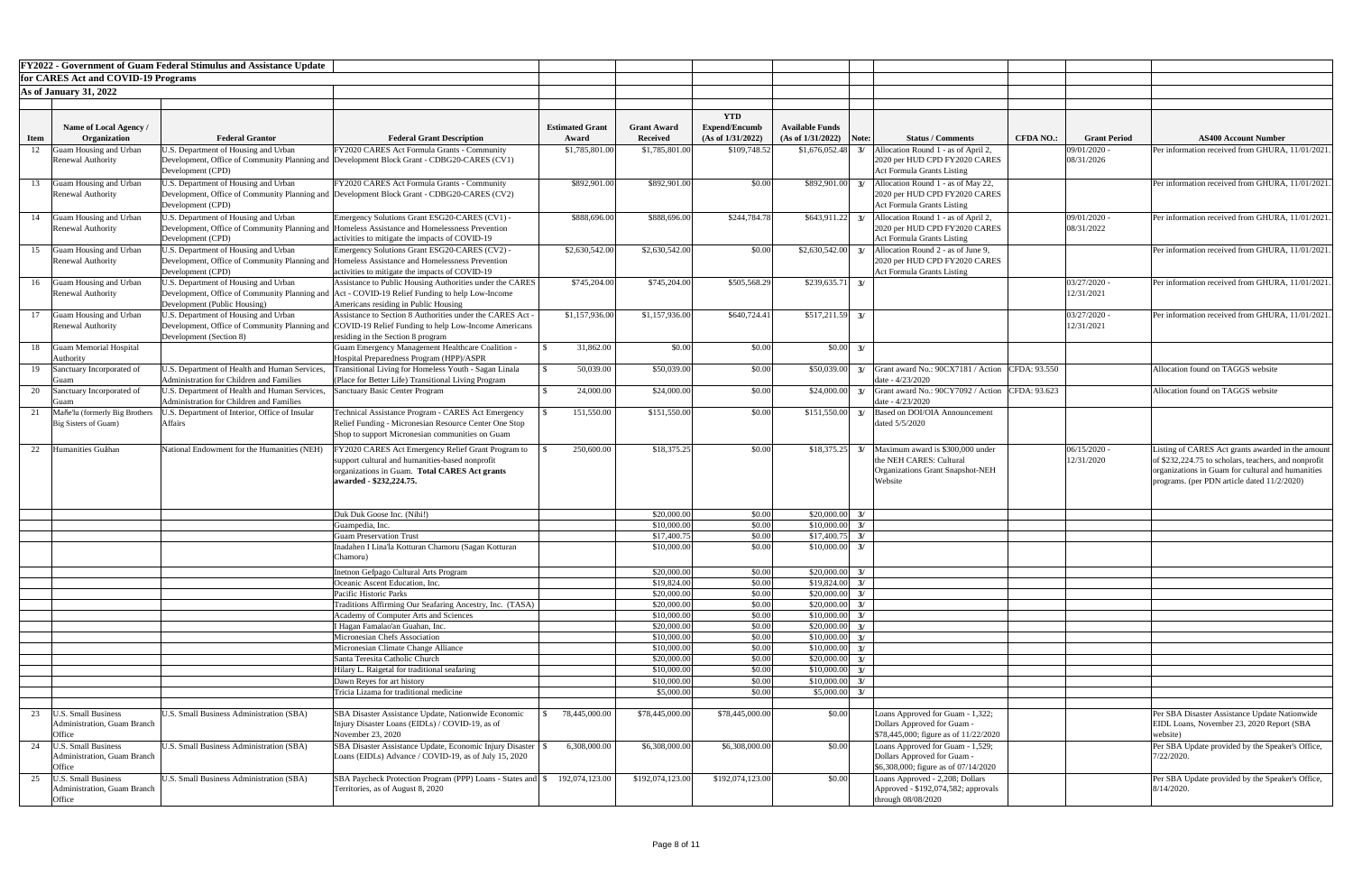**FY2022 - Government of Guam Federal Stimulus and Assistance Update**

**for CARES Act and COVID-19 Programs**

**As of January 31, 2022**

| Item | Name of Local Agency / Organization | Federal Grantor | Federal Grant Description | Estimated Grant Award | Grant Award Received | YTD Expend/Encumb (As of 1/31/2022) | Available Funds (As of 1/31/2022) | Note: | Status / Comments | CFDA NO.: | Grant Period | AS400 Account Number |
|---|---|---|---|---|---|---|---|---|---|---|---|---|
| 12 | Guam Housing and Urban Renewal Authority | U.S. Department of Housing and Urban Development, Office of Community Planning and Development (CPD) | FY2020 CARES Act Formula Grants - Community Development Block Grant - CDBG20-CARES (CV1) | $1,785,801.00 | $1,785,801.00 | $109,748.52 | $1,676,052.48 | 3/ | Allocation Round 1 - as of April 2, 2020 per HUD CPD FY2020 CARES Act Formula Grants Listing | | 09/01/2020 - 08/31/2026 | Per information received from GHURA, 11/01/2021. |
| 13 | Guam Housing and Urban Renewal Authority | U.S. Department of Housing and Urban Development, Office of Community Planning and Development (CPD) | FY2020 CARES Act Formula Grants - Community Development Block Grant - CDBG20-CARES (CV2) | $892,901.00 | $892,901.00 | $0.00 | $892,901.00 | 3/ | Allocation Round 1 - as of May 22, 2020 per HUD CPD FY2020 CARES Act Formula Grants Listing | | | Per information received from GHURA, 11/01/2021. |
| 14 | Guam Housing and Urban Renewal Authority | U.S. Department of Housing and Urban Development, Office of Community Planning and Development (CPD) | Emergency Solutions Grant ESG20-CARES (CV1) - Homeless Assistance and Homelessness Prevention activities to mitigate the impacts of COVID-19 | $888,696.00 | $888,696.00 | $244,784.78 | $643,911.22 | 3/ | Allocation Round 1 - as of April 2, 2020 per HUD CPD FY2020 CARES Act Formula Grants Listing | | 09/01/2020 - 08/31/2022 | Per information received from GHURA, 11/01/2021. |
| 15 | Guam Housing and Urban Renewal Authority | U.S. Department of Housing and Urban Development, Office of Community Planning and Development (CPD) | Emergency Solutions Grant ESG20-CARES (CV2) - Homeless Assistance and Homelessness Prevention activities to mitigate the impacts of COVID-19 | $2,630,542.00 | $2,630,542.00 | $0.00 | $2,630,542.00 | 3/ | Allocation Round 2 - as of June 9, 2020 per HUD CPD FY2020 CARES Act Formula Grants Listing | | | Per information received from GHURA, 11/01/2021. |
| 16 | Guam Housing and Urban Renewal Authority | U.S. Department of Housing and Urban Development, Office of Community Planning and Development (Public Housing) | Assistance to Public Housing Authorities under the CARES Act - COVID-19 Relief Funding to help Low-Income Americans residing in Public Housing | $745,204.00 | $745,204.00 | $505,568.29 | $239,635.71 | 3/ | | | 03/27/2020 - 12/31/2021 | Per information received from GHURA, 11/01/2021. |
| 17 | Guam Housing and Urban Renewal Authority | U.S. Department of Housing and Urban Development, Office of Community Planning and Development (Section 8) | Assistance to Section 8 Authorities under the CARES Act - COVID-19 Relief Funding to help Low-Income Americans residing in the Section 8 program | $1,157,936.00 | $1,157,936.00 | $640,724.41 | $517,211.59 | 3/ | | | 03/27/2020 - 12/31/2021 | Per information received from GHURA, 11/01/2021. |
| 18 | Guam Memorial Hospital Authority | | Guam Emergency Management Healthcare Coalition - Hospital Preparedness Program (HPP)/ASPR | $ 31,862.00 | $0.00 | $0.00 | $0.00 | 3/ | | | | |
| 19 | Sanctuary Incorporated of Guam | U.S. Department of Health and Human Services, Administration for Children and Families | Transitional Living for Homeless Youth - Sagan Linala (Place for Better Life) Transitional Living Program | $ 50,039.00 | $50,039.00 | $0.00 | $50,039.00 | 3/ | Grant award No.: 90CX7181 / Action date - 4/23/2020 | CFDA: 93.550 | | Allocation found on TAGGS website |
| 20 | Sanctuary Incorporated of Guam | U.S. Department of Health and Human Services, Administration for Children and Families | Sanctuary Basic Center Program | $ 24,000.00 | $24,000.00 | $0.00 | $24,000.00 | 3/ | Grant award No.: 90CY7092 / Action date - 4/23/2020 | CFDA: 93.623 | | Allocation found on TAGGS website |
| 21 | Mañe'lu (formerly Big Brothers Big Sisters of Guam) | U.S. Department of Interior, Office of Insular Affairs | Technical Assistance Program - CARES Act Emergency Relief Funding - Micronesian Resource Center One Stop Shop to support Micronesian communities on Guam | $ 151,550.00 | $151,550.00 | $0.00 | $151,550.00 | 3/ | Based on DOI/OIA Announcement dated 5/5/2020 | | | |
| 22 | Humanities Guåhan | National Endowment for the Humanities (NEH) | FY2020 CARES Act Emergency Relief Grant Program to support cultural and humanities-based nonprofit organizations in Guam. **Total CARES Act grants awarded - $232,224.75.** | $ 250,600.00 | $18,375.25 | $0.00 | $18,375.25 | 3/ | Maximum award is $300,000 under the NEH CARES: Cultural Organizations Grant Snapshot-NEH Website | | 06/15/2020 - 12/31/2020 | Listing of CARES Act grants awarded in the amount of $232,224.75 to scholars, teachers, and nonprofit organizations in Guam for cultural and humanities programs. (per PDN article dated 11/2/2020) |
| | | | Duk Duk Goose Inc. (Nihi!) | | $20,000.00 | $0.00 | $20,000.00 | 3/ | | | | |
| | | | Guampedia, Inc. | | $10,000.00 | $0.00 | $10,000.00 | 3/ | | | | |
| | | | Guam Preservation Trust | | $17,400.75 | $0.00 | $17,400.75 | 3/ | | | | |
| | | | Inadahen I Lina'la Kotturan Chamoru (Sagan Kotturan Chamoru) | | $10,000.00 | $0.00 | $10,000.00 | 3/ | | | | |
| | | | Inetnon Gefpago Cultural Arts Program | | $20,000.00 | $0.00 | $20,000.00 | 3/ | | | | |
| | | | Oceanic Ascent Education, Inc. | | $19,824.00 | $0.00 | $19,824.00 | 3/ | | | | |
| | | | Pacific Historic Parks | | $20,000.00 | $0.00 | $20,000.00 | 3/ | | | | |
| | | | Traditions Affirming Our Seafaring Ancestry, Inc. (TASA) | | $20,000.00 | $0.00 | $20,000.00 | 3/ | | | | |
| | | | Academy of Computer Arts and Sciences | | $10,000.00 | $0.00 | $10,000.00 | 3/ | | | | |
| | | | I Hagan Famalao'an Guahan, Inc. | | $20,000.00 | $0.00 | $20,000.00 | 3/ | | | | |
| | | | Micronesian Chefs Association | | $10,000.00 | $0.00 | $10,000.00 | 3/ | | | | |
| | | | Micronesian Climate Change Alliance | | $10,000.00 | $0.00 | $10,000.00 | 3/ | | | | |
| | | | Santa Teresita Catholic Church | | $20,000.00 | $0.00 | $20,000.00 | 3/ | | | | |
| | | | Hilary L. Raigetal for traditional seafaring | | $10,000.00 | $0.00 | $10,000.00 | 3/ | | | | |
| | | | Dawn Reyes for art history | | $10,000.00 | $0.00 | $10,000.00 | 3/ | | | | |
| | | | Tricia Lizama for traditional medicine | | $5,000.00 | $0.00 | $5,000.00 | 3/ | | | | |
| 23 | U.S. Small Business Administration, Guam Branch Office | U.S. Small Business Administration (SBA) | SBA Disaster Assistance Update, Nationwide Economic Injury Disaster Loans (EIDLs) / COVID-19, as of November 23, 2020 | $ 78,445,000.00 | $78,445,000.00 | $78,445,000.00 | $0.00 | | Loans Approved for Guam - 1,322; Dollars Approved for Guam - $78,445,000; figure as of 11/22/2020 | | | Per SBA Disaster Assistance Update Nationwide EIDL Loans, November 23, 2020 Report (SBA website) |
| 24 | U.S. Small Business Administration, Guam Branch Office | U.S. Small Business Administration (SBA) | SBA Disaster Assistance Update, Economic Injury Disaster Loans (EIDLs) Advance / COVID-19, as of July 15, 2020 | $ 6,308,000.00 | $6,308,000.00 | $6,308,000.00 | $0.00 | | Loans Approved for Guam - 1,529; Dollars Approved for Guam - $6,308,000; figure as of 07/14/2020 | | | Per SBA Update provided by the Speaker's Office, 7/22/2020. |
| 25 | U.S. Small Business Administration, Guam Branch Office | U.S. Small Business Administration (SBA) | SBA Paycheck Protection Program (PPP) Loans - States and Territories, as of August 8, 2020 | $ 192,074,123.00 | $192,074,123.00 | $192,074,123.00 | $0.00 | | Loans Approved - 2,208; Dollars Approved - $192,074,582; approvals through 08/08/2020 | | | Per SBA Update provided by the Speaker's Office, 8/14/2020. |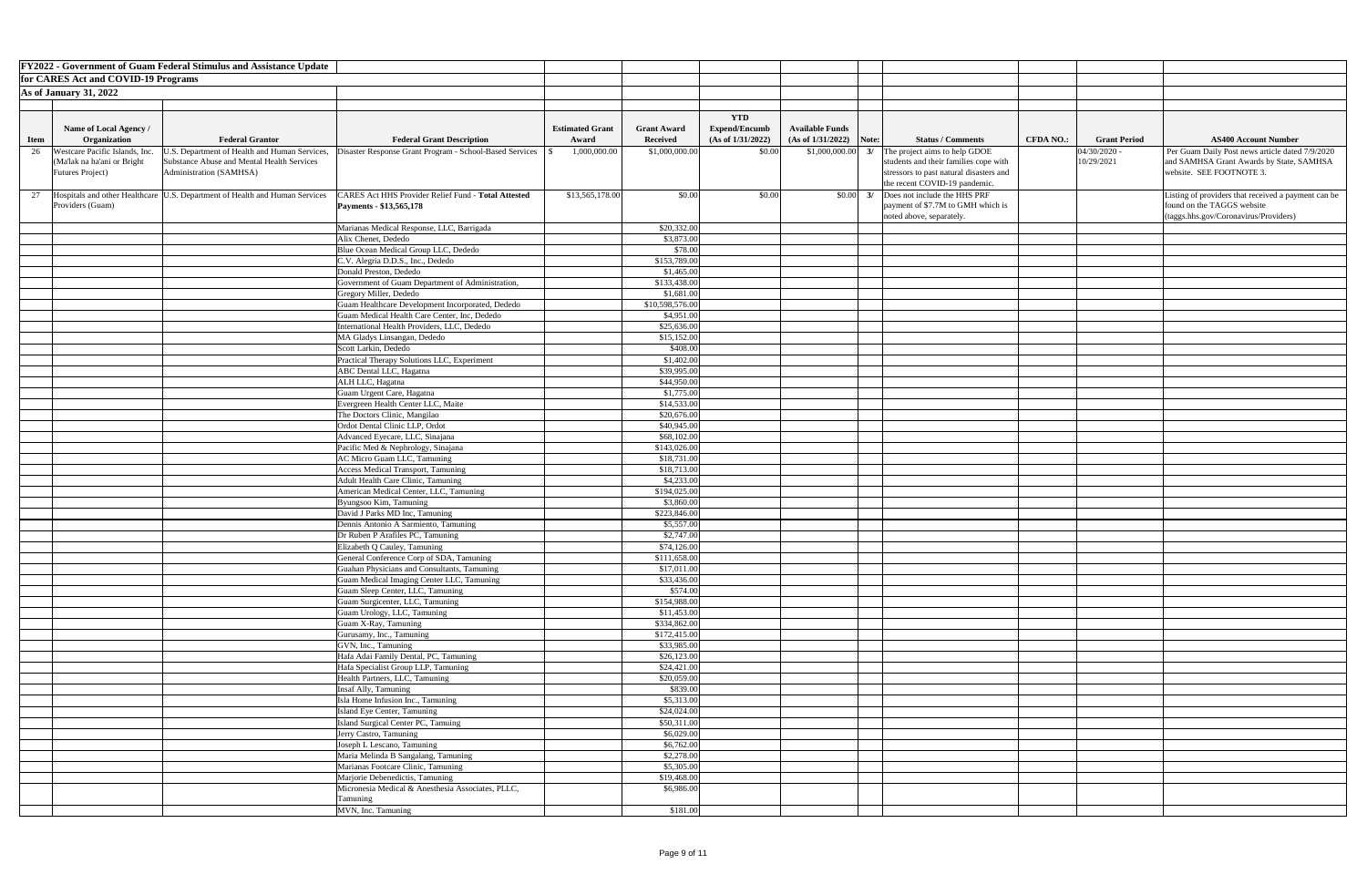**FY2022 - Government of Guam Federal Stimulus and Assistance Update**

**for CARES Act and COVID-19 Programs**

**As of January 31, 2022**

| Item | Name of Local Agency / Organization | Federal Grantor | Federal Grant Description | Estimated Grant Award | Grant Award Received | YTD Expend/Encumb (As of 1/31/2022) | Available Funds (As of 1/31/2022) | Note: | Status / Comments | CFDA NO.: | Grant Period | AS400 Account Number |
|---|---|---|---|---|---|---|---|---|---|---|---|---|
| 26 | Westcare Pacific Islands, Inc. (Ma'lak na ha'ani or Bright Futures Project) | U.S. Department of Health and Human Services, Substance Abuse and Mental Health Services Administration (SAMHSA) | Disaster Response Grant Program - School-Based Services | $ 1,000,000.00 | $1,000,000.00 | $0.00 | $1,000,000.00 | 3/ | The project aims to help GDOE students and their families cope with stressors to past natural disasters and the recent COVID-19 pandemic. | | 04/30/2020 - 10/29/2021 | Per Guam Daily Post news article dated 7/9/2020 and SAMHSA Grant Awards by State, SAMHSA website. SEE FOOTNOTE 3. |
| 27 | Hospitals and other Healthcare Providers (Guam) | U.S. Department of Health and Human Services | CARES Act HHS Provider Relief Fund - **Total Attested Payments - $13,565,178** | $13,565,178.00 | $0.00 | $0.00 | $0.00 | 3/ | Does not include the HHS PRF payment of $7.7M to GMH which is noted above, separately. | | | Listing of providers that received a payment can be found on the TAGGS website (taggs.hhs.gov/Coronavirus/Providers) |
| | | | Marianas Medical Response, LLC, Barrigada | | $20,332.00 | | | | | | | |
| | | | Alix Chenet, Dededo | | $3,873.00 | | | | | | | |
| | | | Blue Ocean Medical Group LLC, Dededo | | $78.00 | | | | | | | |
| | | | C.V. Alegria D.D.S., Inc., Dededo | | $153,789.00 | | | | | | | |
| | | | Donald Preston, Dededo | | $1,465.00 | | | | | | | |
| | | | Government of Guam Department of Administration, | | $133,438.00 | | | | | | | |
| | | | Gregory Miller, Dededo | | $1,681.00 | | | | | | | |
| | | | Guam Healthcare Development Incorporated, Dededo | | $10,598,576.00 | | | | | | | |
| | | | Guam Medical Health Care Center, Inc, Dededo | | $4,951.00 | | | | | | | |
| | | | International Health Providers, LLC, Dededo | | $25,636.00 | | | | | | | |
| | | | MA Gladys Linsangan, Dededo | | $15,152.00 | | | | | | | |
| | | | Scott Larkin, Dededo | | $408.00 | | | | | | | |
| | | | Practical Therapy Solutions LLC, Experiment | | $1,402.00 | | | | | | | |
| | | | ABC Dental LLC, Hagatna | | $39,995.00 | | | | | | | |
| | | | ALH LLC, Hagatna | | $44,950.00 | | | | | | | |
| | | | Guam Urgent Care, Hagatna | | $1,775.00 | | | | | | | |
| | | | Evergreen Health Center LLC, Maite | | $14,533.00 | | | | | | | |
| | | | The Doctors Clinic, Mangilao | | $20,676.00 | | | | | | | |
| | | | Ordot Dental Clinic LLP, Ordot | | $40,945.00 | | | | | | | |
| | | | Advanced Eyecare, LLC, Sinajana | | $68,102.00 | | | | | | | |
| | | | Pacific Med & Nephrology, Sinajana | | $143,026.00 | | | | | | | |
| | | | AC Micro Guam LLC, Tamuning | | $18,731.00 | | | | | | | |
| | | | Access Medical Transport, Tamuning | | $18,713.00 | | | | | | | |
| | | | Adult Health Care Clinic, Tamuning | | $4,233.00 | | | | | | | |
| | | | American Medical Center, LLC, Tamuning | | $194,025.00 | | | | | | | |
| | | | Byungsoo Kim, Tamuning | | $3,860.00 | | | | | | | |
| | | | David J Parks MD Inc, Tamuning | | $223,846.00 | | | | | | | |
| | | | Dennis Antonio A Sarmiento, Tamuning | | $5,557.00 | | | | | | | |
| | | | Dr Ruben P Arafiles PC, Tamuning | | $2,747.00 | | | | | | | |
| | | | Elizabeth Q Cauley, Tamuning | | $74,126.00 | | | | | | | |
| | | | General Conference Corp of SDA, Tamuning | | $111,658.00 | | | | | | | |
| | | | Guahan Physicians and Consultants, Tamuning | | $17,011.00 | | | | | | | |
| | | | Guam Medical Imaging Center LLC, Tamuning | | $33,436.00 | | | | | | | |
| | | | Guam Sleep Center, LLC, Tamuning | | $574.00 | | | | | | | |
| | | | Guam Surgicenter, LLC, Tamuning | | $154,988.00 | | | | | | | |
| | | | Guam Urology, LLC, Tamuning | | $11,453.00 | | | | | | | |
| | | | Guam X-Ray, Tamuning | | $334,862.00 | | | | | | | |
| | | | Gurusamy, Inc., Tamuning | | $172,415.00 | | | | | | | |
| | | | GVN, Inc., Tamuning | | $33,985.00 | | | | | | | |
| | | | Hafa Adai Family Dental, PC, Tamuning | | $26,123.00 | | | | | | | |
| | | | Hafa Specialist Group LLP, Tamuning | | $24,421.00 | | | | | | | |
| | | | Health Partners, LLC, Tamuning | | $20,059.00 | | | | | | | |
| | | | Insaf Ally, Tamuning | | $839.00 | | | | | | | |
| | | | Isla Home Infusion Inc., Tamuning | | $5,313.00 | | | | | | | |
| | | | Island Eye Center, Tamuning | | $24,024.00 | | | | | | | |
| | | | Island Surgical Center PC, Tamuing | | $50,311.00 | | | | | | | |
| | | | Jerry Castro, Tamuning | | $6,029.00 | | | | | | | |
| | | | Joseph L Lescano, Tamuning | | $6,762.00 | | | | | | | |
| | | | Maria Melinda B Sangalang, Tamuning | | $2,278.00 | | | | | | | |
| | | | Marianas Footcare Clinic, Tamuning | | $5,305.00 | | | | | | | |
| | | | Marjorie Debenedictis, Tamuning | | $19,468.00 | | | | | | | |
| | | | Micronesia Medical & Anesthesia Associates, PLLC, Tamuning | | $6,986.00 | | | | | | | |
| | | | MVN, Inc. Tamuning | | $181.00 | | | | | | | |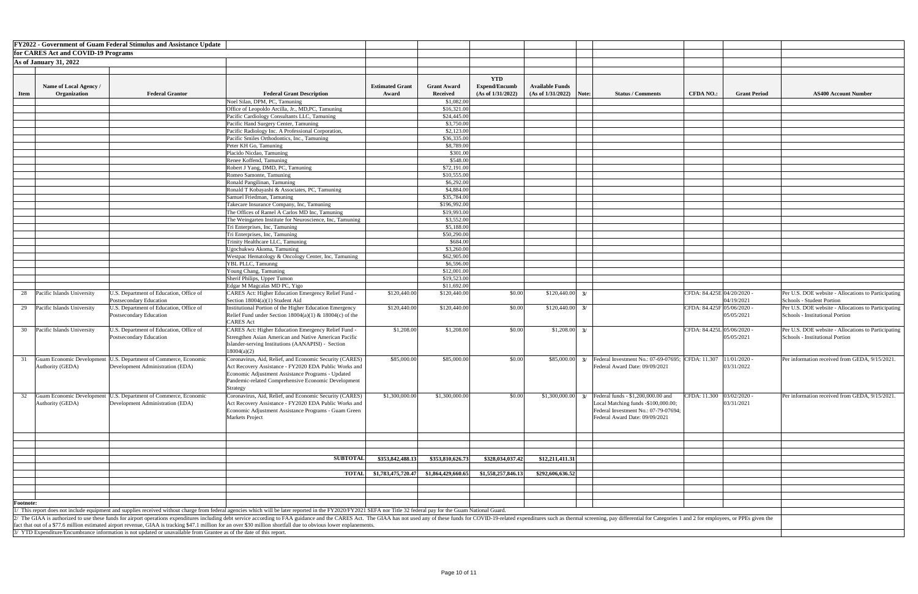**FY2022 - Government of Guam Federal Stimulus and Assistance Update**
**for CARES Act and COVID-19 Programs**
**As of January 31, 2022**

| Item | Name of Local Agency / Organization | Federal Grantor | Federal Grant Description | Estimated Grant Award | Grant Award Received | YTD Expend/Encumb (As of 1/31/2022) | Available Funds (As of 1/31/2022) | Note: | Status / Comments | CFDA NO.: | Grant Period | AS400 Account Number |
|---|---|---|---|---|---|---|---|---|---|---|---|---|
| | | | Noel Silan, DPM, PC, Tamuning | | $1,082.00 | | | | | | | |
| | | | Office of Leopoldo Arcilla, Jr., MD,PC, Tamuning | | $16,321.00 | | | | | | | |
| | | | Pacific Cardiology Consultants LLC, Tamuning | | $24,445.00 | | | | | | | |
| | | | Pacific Hand Surgery Center, Tamuning | | $3,750.00 | | | | | | | |
| | | | Pacific Radiology Inc. A Professional Corporation, | | $2,123.00 | | | | | | | |
| | | | Pacific Smiles Orthodontics, Inc., Tamuning | | $36,335.00 | | | | | | | |
| | | | Peter KH Go, Tamuning | | $8,789.00 | | | | | | | |
| | | | Placido Nicdao, Tamuning | | $301.00 | | | | | | | |
| | | | Renee Koffend, Tamuning | | $548.00 | | | | | | | |
| | | | Robert J Yang, DMD, PC, Tamuning | | $72,191.00 | | | | | | | |
| | | | Romeo Samonte, Tamuning | | $10,555.00 | | | | | | | |
| | | | Ronald Pangilinan, Tamuning | | $6,292.00 | | | | | | | |
| | | | Ronald T Kobayashi & Associates, PC, Tamuning | | $4,884.00 | | | | | | | |
| | | | Samuel Friedman, Tamuning | | $35,784.00 | | | | | | | |
| | | | Takecare Insurance Company, Inc, Tamuning | | $196,992.00 | | | | | | | |
| | | | The Offices of Ramel A Carlos MD Inc, Tamuning | | $19,993.00 | | | | | | | |
| | | | The Weingarten Institute for Neuroscience, Inc, Tamuning | | $3,552.00 | | | | | | | |
| | | | Tri Enterprises, Inc, Tamuning | | $5,188.00 | | | | | | | |
| | | | Tri Enterprises, Inc, Tamuning | | $50,290.00 | | | | | | | |
| | | | Trinity Healthcare LLC, Tamuning | | $684.00 | | | | | | | |
| | | | Ugochukwu Akoma, Tamuning | | $3,260.00 | | | | | | | |
| | | | Westpac Hematology & Oncology Center, Inc, Tamuning | | $62,905.00 | | | | | | | |
| | | | YBL PLLC, Tamunng | | $6,596.00 | | | | | | | |
| | | | Young Chang, Tamuning | | $12,001.00 | | | | | | | |
| | | | Sherif Philips, Upper Tumon | | $19,523.00 | | | | | | | |
| | | | Edgar M Magcalas MD PC, Yigo | | $11,692.00 | | | | | | | |
| 28 | Pacific Islands University | U.S. Department of Education, Office of Postsecondary Education | CARES Act: Higher Education Emergency Relief Fund - Section 18004(a)(1) Student Aid | $120,440.00 | $120,440.00 | $0.00 | $120,440.00 | 3/ | | CFDA: 84.425E | 04/20/2020 - 04/19/2021 | Per U.S. DOE website - Allocations to Participating Schools - Student Portion |
| 29 | Pacific Islands University | U.S. Department of Education, Office of Postsecondary Education | Institutional Portion of the Higher Education Emergency Relief Fund under Section 18004(a)(1) & 18004(c) of the CARES Act | $120,440.00 | $120,440.00 | $0.00 | $120,440.00 | 3/ | | CFDA: 84.425F | 05/06/2020 - 05/05/2021 | Per U.S. DOE website - Allocations to Participating Schools - Institutional Portion |
| 30 | Pacific Islands University | U.S. Department of Education, Office of Postsecondary Education | CARES Act: Higher Education Emergency Relief Fund - Strengthen Asian American and Native American Pacific Islander-serving Institutions (AANAPISI) - Section 18004(a)(2) | $1,208.00 | $1,208.00 | $0.00 | $1,208.00 | 3/ | | CFDA: 84.425L | 05/06/2020 - 05/05/2021 | Per U.S. DOE website - Allocations to Participating Schools - Institutional Portion |
| 31 | Guam Economic Development Authority (GEDA) | U.S. Department of Commerce, Economic Development Administration (EDA) | Coronavirus, Aid, Relief, and Economic Security (CARES) Act Recovery Assistance - FY2020 EDA Public Works and Economic Adjustment Assistance Programs - Updated Pandemic-related Comprehensive Economic Development Strategy | $85,000.00 | $85,000.00 | $0.00 | $85,000.00 | 3/ | Federal Investment No.: 07-69-07695; Federal Award Date: 09/09/2021 | CFDA: 11.307 | 11/01/2020 - 03/31/2022 | Per information received from GEDA, 9/15/2021. |
| 32 | Guam Economic Development Authority (GEDA) | U.S. Department of Commerce, Economic Development Administration (EDA) | Coronavirus, Aid, Relief, and Economic Security (CARES) Act Recovery Assistance - FY2020 EDA Public Works and Economic Adjustment Assistance Programs - Guam Green Markets Project | $1,300,000.00 | $1,300,000.00 | $0.00 | $1,300,000.00 | 3/ | Federal funds - $1,200,000.00 and Local Matching funds -$100,000.00; Federal Investment No.: 07-79-07694; Federal Award Date: 09/09/2021 | CFDA: 11.300 | 03/02/2020 - 03/31/2021 | Per information received from GEDA, 9/15/2021. |
| | | | **SUBTOTAL** | **$353,842,488.13** | **$353,810,626.73** | **$328,034,037.42** | **$12,211,411.31** | | | | | |
| | | | **TOTAL** | **$1,783,475,720.47** | **$1,864,429,660.65** | **$1,558,257,846.13** | **$292,606,636.52** | | | | | |

**Footnote:**

1/ This report does not include equipment and supplies received without charge from federal agencies which will be later reported in the FY2020/FY2021 SEFA nor Title 32 federal pay for the Guam National Guard.

2/ The GIAA is authorized to use these funds for airport operations expenditures including debt service according to FAA guidance and the CARES Act. The GIAA has not used any of these funds for COVID-19-related expenditures such as thermal screening, pay differential for Categories 1 and 2 for employees, or PPEs given the fact that out of a $77.6 million estimated airport revenue, GIAA is tracking $47.1 million for an over $30 million shortfall due to obvious lower enplanements.

3/ YTD Expenditure/Encumbrance information is not updated or unavailable from Grantee as of the date of this report.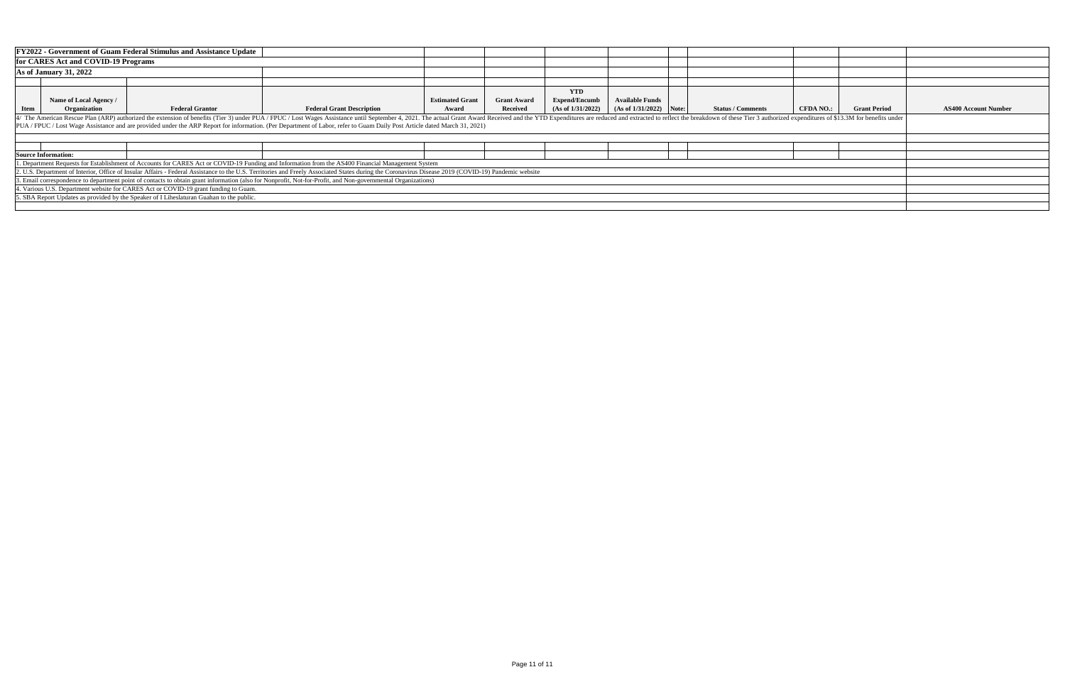**FY2022 - Government of Guam Federal Stimulus and Assistance Update**

**for CARES Act and COVID-19 Programs**

**As of January 31, 2022**

| Item | Name of Local Agency / Organization | Federal Grantor | Federal Grant Description | Estimated Grant Award | Grant Award Received | YTD Expend/Encumb (As of 1/31/2022) | Available Funds (As of 1/31/2022) | Note: | Status / Comments | CFDA NO.: | Grant Period | AS400 Account Number |
|---|---|---|---|---|---|---|---|---|---|---|---|---|

4/ The American Rescue Plan (ARP) authorized the extension of benefits (Tier 3) under PUA / FPUC / Lost Wages Assistance until September 4, 2021. The actual Grant Award Received and the YTD Expenditures are reduced and extracted to reflect the breakdown of these Tier 3 authorized expenditures of $13.3M for benefits under PUA / FPUC / Lost Wage Assistance and are provided under the ARP Report for information. (Per Department of Labor, refer to Guam Daily Post Article dated March 31, 2021)

**Source Information:**

1. Department Requests for Establishment of Accounts for CARES Act or COVID-19 Funding and Information from the AS400 Financial Management System
2. U.S. Department of Interior, Office of Insular Affairs - Federal Assistance to the U.S. Territories and Freely Associated States during the Coronavirus Disease 2019 (COVID-19) Pandemic website
3. Email correspondence to department point of contacts to obtain grant information (also for Nonprofit, Not-for-Profit, and Non-governmental Organizations)
4. Various U.S. Department website for CARES Act or COVID-19 grant funding to Guam.
5. SBA Report Updates as provided by the Speaker of I Liheslaturan Guahan to the public.